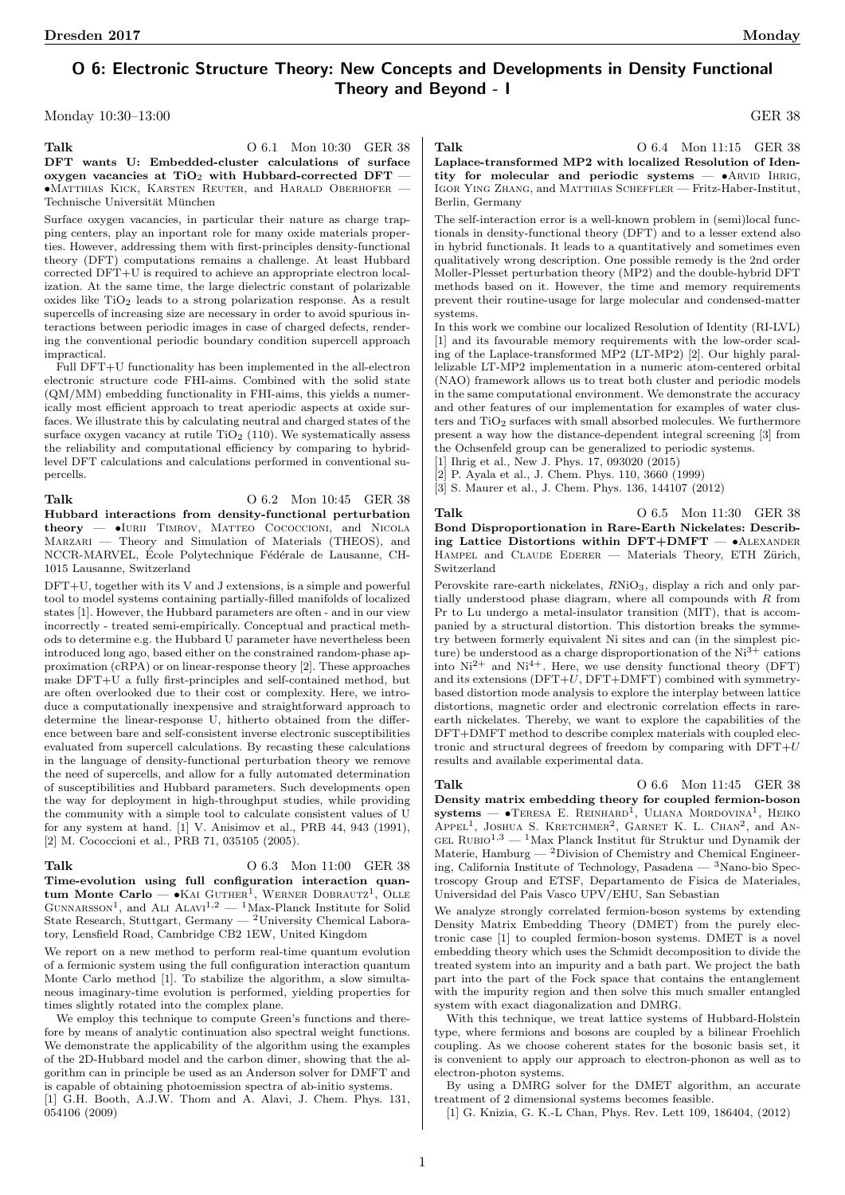# O 6: Electronic Structure Theory: New Concepts and Developments in Density Functional Theory and Beyond - I

Monday 10:30–13:00 GER 38

**Talk** O 6.1 Mon 10:30 GER 38

**DFT wants U: Embedded-cluster calculations of surface oxygen vacancies at $TiO_2$ with Hubbard-corrected DFT** — •Matthias Kick, Karsten Reuter, and Harald Oberhofer — Technische Universität München

Surface oxygen vacancies, in particular their nature as charge trapping centers, play an inportant role for many oxide materials properties. However, addressing them with first-principles density-functional theory (DFT) computations remains a challenge. At least Hubbard corrected DFT+U is required to achieve an appropriate electron localization. At the same time, the large dielectric constant of polarizable oxides like $TiO_2$ leads to a strong polarization response. As a result supercells of increasing size are necessary in order to avoid spurious interactions between periodic images in case of charged defects, rendering the conventional periodic boundary condition supercell approach impractical.

Full DFT+U functionality has been implemented in the all-electron electronic structure code FHI-aims. Combined with the solid state (QM/MM) embedding functionality in FHI-aims, this yields a numerically most efficient approach to treat aperiodic aspects at oxide surfaces. We illustrate this by calculating neutral and charged states of the surface oxygen vacancy at rutile $TiO_2$ (110). We systematically assess the reliability and computational efficiency by comparing to hybrid-level DFT calculations and calculations performed in conventional supercells.

**Talk** O 6.2 Mon 10:45 GER 38

**Hubbard interactions from density-functional perturbation theory** — •Iurii Timrov, Matteo Cococcioni, and Nicola Marzari — Theory and Simulation of Materials (THEOS), and NCCR-MARVEL, École Polytechnique Fédérale de Lausanne, CH-1015 Lausanne, Switzerland

DFT+U, together with its V and J extensions, is a simple and powerful tool to model systems containing partially-filled manifolds of localized states [1]. However, the Hubbard parameters are often - and in our view incorrectly - treated semi-empirically. Conceptual and practical methods to determine e.g. the Hubbard U parameter have nevertheless been introduced long ago, based either on the constrained random-phase approximation (cRPA) or on linear-response theory [2]. These approaches make DFT+U a fully first-principles and self-contained method, but are often overlooked due to their cost or complexity. Here, we introduce a computationally inexpensive and straightforward approach to determine the linear-response U, hitherto obtained from the difference between bare and self-consistent inverse electronic susceptibilities evaluated from supercell calculations. By recasting these calculations in the language of density-functional perturbation theory we remove the need of supercells, and allow for a fully automated determination of susceptibilities and Hubbard parameters. Such developments open the way for deployment in high-throughput studies, while providing the community with a simple tool to calculate consistent values of U for any system at hand. [1] V. Anisimov et al., PRB 44, 943 (1991), [2] M. Cococcioni et al., PRB 71, 035105 (2005).

**Talk** O 6.3 Mon 11:00 GER 38

**Time-evolution using full configuration interaction quantum Monte Carlo** — •Kai Guther[1], Werner Dobrautz[1], Olle Gunnarsson[1], and Ali Alavi[1,2] — [1]Max-Planck Institute for Solid State Research, Stuttgart, Germany — [2]University Chemical Laboratory, Lensfield Road, Cambridge CB2 1EW, United Kingdom

We report on a new method to perform real-time quantum evolution of a fermionic system using the full configuration interaction quantum Monte Carlo method [1]. To stabilize the algorithm, a slow simultaneous imaginary-time evolution is performed, yielding properties for times slightly rotated into the complex plane.

We employ this technique to compute Green's functions and therefore by means of analytic continuation also spectral weight functions. We demonstrate the applicability of the algorithm using the examples of the 2D-Hubbard model and the carbon dimer, showing that the algorithm can in principle be used as an Anderson solver for DMFT and is capable of obtaining photoemission spectra of ab-initio systems.

[1] G.H. Booth, A.J.W. Thom and A. Alavi, J. Chem. Phys. 131, 054106 (2009)

**Talk** O 6.4 Mon 11:15 GER 38

**Laplace-transformed MP2 with localized Resolution of Identity for molecular and periodic systems** — •Arvid Ihrig, Igor Ying Zhang, and Matthias Scheffler — Fritz-Haber-Institut, Berlin, Germany

The self-interaction error is a well-known problem in (semi)local functionals in density-functional theory (DFT) and to a lesser extend also in hybrid functionals. It leads to a quantitatively and sometimes even qualitatively wrong description. One possible remedy is the 2nd order Moller-Plesset perturbation theory (MP2) and the double-hybrid DFT methods based on it. However, the time and memory requirements prevent their routine-usage for large molecular and condensed-matter systems.

In this work we combine our localized Resolution of Identity (RI-LVL) [1] and its favourable memory requirements with the low-order scaling of the Laplace-transformed MP2 (LT-MP2) [2]. Our highly parallelizable LT-MP2 implementation in a numeric atom-centered orbital (NAO) framework allows us to treat both cluster and periodic models in the same computational environment. We demonstrate the accuracy and other features of our implementation for examples of water clusters and $TiO_2$ surfaces with small absorbed molecules. We furthermore present a way how the distance-dependent integral screening [3] from the Ochsenfeld group can be generalized to periodic systems.

[1] Ihrig et al., New J. Phys. 17, 093020 (2015)

[2] P. Ayala et al., J. Chem. Phys. 110, 3660 (1999)

[3] S. Maurer et al., J. Chem. Phys. 136, 144107 (2012)

**Talk** O 6.5 Mon 11:30 GER 38

**Bond Disproportionation in Rare-Earth Nickelates: Describing Lattice Distortions within DFT+DMFT** — •Alexander Hampel and Claude Ederer — Materials Theory, ETH Zürich, Switzerland

Perovskite rare-earth nickelates, $R$NiO$_3$, display a rich and only partially understood phase diagram, where all compounds with $R$ from Pr to Lu undergo a metal-insulator transition (MIT), that is accompanied by a structural distortion. This distortion breaks the symmetry between formerly equivalent Ni sites and can (in the simplest picture) be understood as a charge disproportionation of the $Ni^{3+}$ cations into $Ni^{2+}$ and $Ni^{4+}$. Here, we use density functional theory (DFT) and its extensions (DFT+$U$, DFT+DMFT) combined with symmetry-based distortion mode analysis to explore the interplay between lattice distortions, magnetic order and electronic correlation effects in rare-earth nickelates. Thereby, we want to explore the capabilities of the DFT+DMFT method to describe complex materials with coupled electronic and structural degrees of freedom by comparing with DFT+$U$ results and available experimental data.

**Talk** O 6.6 Mon 11:45 GER 38

**Density matrix embedding theory for coupled fermion-boson systems** — •Teresa E. Reinhard[1], Uliana Mordovina[1], Heiko Appel[1], Joshua S. Kretchmer[2], Garnet K. L. Chan[2], and Angel Rubio[1,3] — [1]Max Planck Institut für Struktur und Dynamik der Materie, Hamburg — [2]Division of Chemistry and Chemical Engineering, California Institute of Technology, Pasadena — [3]Nano-bio Spectroscopy Group and ETSF, Departamento de Fisica de Materiales, Universidad del Pais Vasco UPV/EHU, San Sebastian

We analyze strongly correlated fermion-boson systems by extending Density Matrix Embedding Theory (DMET) from the purely electronic case [1] to coupled fermion-boson systems. DMET is a novel embedding theory which uses the Schmidt decomposition to divide the treated system into an impurity and a bath part. We project the bath part into the part of the Fock space that contains the entanglement with the impurity region and then solve this much smaller entangled system with exact diagonalization and DMRG.

With this technique, we treat lattice systems of Hubbard-Holstein type, where fermions and bosons are coupled by a bilinear Froehlich coupling. As we choose coherent states for the bosonic basis set, it is convenient to apply our approach to electron-phonon as well as to electron-photon systems.

By using a DMRG solver for the DMET algorithm, an accurate treatment of 2 dimensional systems becomes feasible.

[1] G. Knizia, G. K.-L Chan, Phys. Rev. Lett 109, 186404, (2012)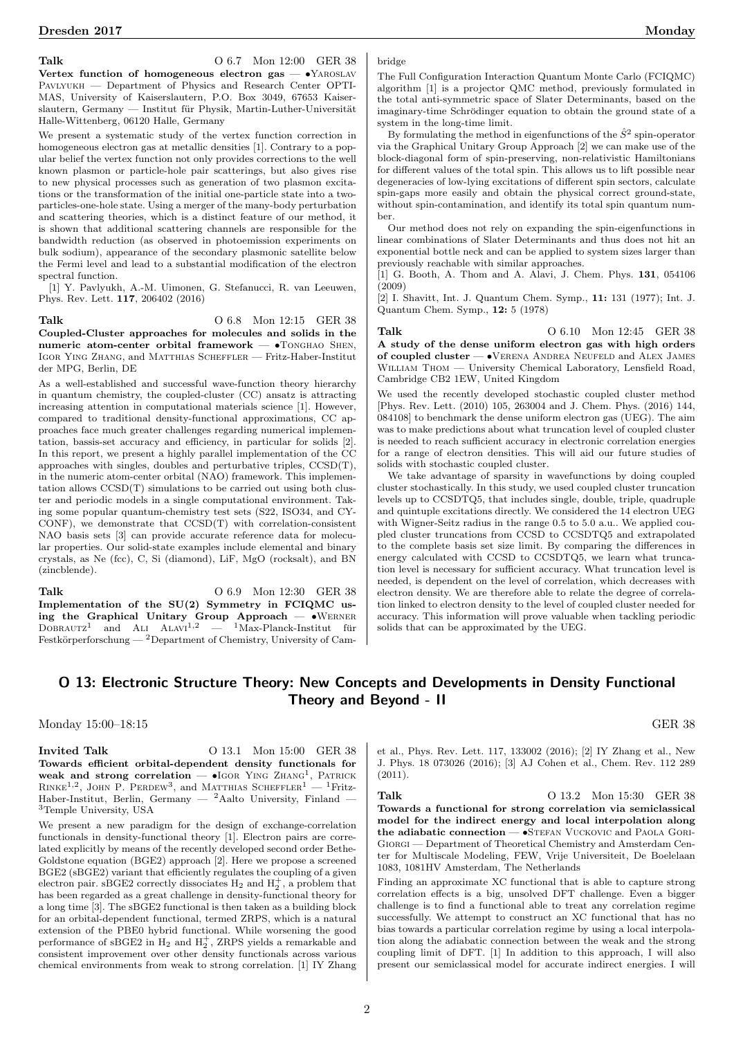**Talk** O 6.7 Mon 12:00 GER 38

**Vertex function of homogeneous electron gas** — •Yaroslav Pavlyukh — Department of Physics and Research Center OPTIMAS, University of Kaiserslautern, P.O. Box 3049, 67653 Kaiserslautern, Germany — Institut für Physik, Martin-Luther-Universität Halle-Wittenberg, 06120 Halle, Germany

We present a systematic study of the vertex function correction in homogeneous electron gas at metallic densities [1]. Contrary to a popular belief the vertex function not only provides corrections to the well known plasmon or particle-hole pair scatterings, but also gives rise to new physical processes such as generation of two plasmon excitations or the transformation of the initial one-particle state into a two-particles-one-hole state. Using a merger of the many-body perturbation and scattering theories, which is a distinct feature of our method, it is shown that additional scattering channels are responsible for the bandwidth reduction (as observed in photoemission experiments on bulk sodium), appearance of the secondary plasmonic satellite below the Fermi level and lead to a substantial modification of the electron spectral function.

[1] Y. Pavlyukh, A.-M. Uimonen, G. Stefanucci, R. van Leeuwen, Phys. Rev. Lett. **117**, 206402 (2016)

**Talk** O 6.8 Mon 12:15 GER 38

**Coupled-Cluster approaches for molecules and solids in the numeric atom-center orbital framework** — •Tonghao Shen, Igor Ying Zhang, and Matthias Scheffler — Fritz-Haber-Institut der MPG, Berlin, DE

As a well-established and successful wave-function theory hierarchy in quantum chemistry, the coupled-cluster (CC) ansatz is attracting increasing attention in computational materials science [1]. However, compared to traditional density-functional approximations, CC approaches face much greater challenges regarding numerical implementation, bassis-set accuracy and efficiency, in particular for solids [2]. In this report, we present a highly parallel implementation of the CC approaches with singles, doubles and perturbative triples, CCSD(T), in the numeric atom-center orbital (NAO) framework. This implementation allows CCSD(T) simulations to be carried out using both cluster and periodic models in a single computational environment. Taking some popular quantum-chemistry test sets (S22, ISO34, and CY-CONF), we demonstrate that CCSD(T) with correlation-consistent NAO basis sets [3] can provide accurate reference data for molecular properties. Our solid-state examples include elemental and binary crystals, as Ne (fcc), C, Si (diamond), LiF, MgO (rocksalt), and BN (zincblende).

**Talk** O 6.9 Mon 12:30 GER 38

**Implementation of the SU(2) Symmetry in FCIQMC using the Graphical Unitary Group Approach** — •Werner Dobrautz[1] and Ali Alavi[1,2] — [1]Max-Planck-Institut für Festkörperforschung — [2]Department of Chemistry, University of Cambridge

The Full Configuration Interaction Quantum Monte Carlo (FCIQMC) algorithm [1] is a projector QMC method, previously formulated in the total anti-symmetric space of Slater Determinants, based on the imaginary-time Schrödinger equation to obtain the ground state of a system in the long-time limit.

By formulating the method in eigenfunctions of the $\hat{S}^2$ spin-operator via the Graphical Unitary Group Approach [2] we can make use of the block-diagonal form of spin-preserving, non-relativistic Hamiltonians for different values of the total spin. This allows us to lift possible near degeneracies of low-lying excitations of different spin sectors, calculate spin-gaps more easily and obtain the physical correct ground-state, without spin-contamination, and identify its total spin quantum number.

Our method does not rely on expanding the spin-eigenfunctions in linear combinations of Slater Determinants and thus does not hit an exponential bottle neck and can be applied to system sizes larger than previously reachable with similar approaches.

[1] G. Booth, A. Thom and A. Alavi, J. Chem. Phys. **131**, 054106 (2009)

[2] I. Shavitt, Int. J. Quantum Chem. Symp., **11:** 131 (1977); Int. J. Quantum Chem. Symp., **12:** 5 (1978)

**Talk** O 6.10 Mon 12:45 GER 38

**A study of the dense uniform electron gas with high orders of coupled cluster** — •Verena Andrea Neufeld and Alex James William Thom — University Chemical Laboratory, Lensfield Road, Cambridge CB2 1EW, United Kingdom

We used the recently developed stochastic coupled cluster method [Phys. Rev. Lett. (2010) 105, 263004 and J. Chem. Phys. (2016) 144, 084108] to benchmark the dense uniform electron gas (UEG). The aim was to make predictions about what truncation level of coupled cluster is needed to reach sufficient accuracy in electronic correlation energies for a range of electron densities. This will aid our future studies of solids with stochastic coupled cluster.

We take advantage of sparsity in wavefunctions by doing coupled cluster stochastically. In this study, we used coupled cluster truncation levels up to CCSDTQ5, that includes single, double, triple, quadruple and quintuple excitations directly. We considered the 14 electron UEG with Wigner-Seitz radius in the range 0.5 to 5.0 a.u.. We applied coupled cluster truncations from CCSD to CCSDTQ5 and extrapolated to the complete basis set size limit. By comparing the differences in energy calculated with CCSD to CCSDTQ5, we learn what truncation level is necessary for sufficient accuracy. What truncation level is needed, is dependent on the level of correlation, which decreases with electron density. We are therefore able to relate the degree of correlation linked to electron density to the level of coupled cluster needed for accuracy. This information will prove valuable when tackling periodic solids that can be approximated by the UEG.

## O 13: Electronic Structure Theory: New Concepts and Developments in Density Functional Theory and Beyond - II

Monday 15:00–18:15 GER 38

**Invited Talk** O 13.1 Mon 15:00 GER 38

**Towards efficient orbital-dependent density functionals for weak and strong correlation** — •Igor Ying Zhang[1], Patrick Rinke[1,2], John P. Perdew[3], and Matthias Scheffler[1] — [1]Fritz-Haber-Institut, Berlin, Germany — [2]Aalto University, Finland — [3]Temple University, USA

We present a new paradigm for the design of exchange-correlation functionals in density-functional theory [1]. Electron pairs are correlated explicitly by means of the recently developed second order Bethe-Goldstone equation (BGE2) approach [2]. Here we propose a screened BGE2 (sBGE2) variant that efficiently regulates the coupling of a given electron pair. sBGE2 correctly dissociates $H_2$ and $H_2^+$, a problem that has been regarded as a great challenge in density-functional theory for a long time [3]. The sBGE2 functional is then taken as a building block for an orbital-dependent functional, termed ZRPS, which is a natural extension of the PBE0 hybrid functional. While worsening the good performance of sBGE2 in $H_2$ and $H_2^+$, ZRPS yields a remarkable and consistent improvement over other density functionals across various chemical environments from weak to strong correlation. [1] IY Zhang et al., Phys. Rev. Lett. 117, 133002 (2016); [2] IY Zhang et al., New J. Phys. 18 073026 (2016); [3] AJ Cohen et al., Chem. Rev. 112 289 (2011).

**Talk** O 13.2 Mon 15:30 GER 38

**Towards a functional for strong correlation via semiclassical model for the indirect energy and local interpolation along the adiabatic connection** — •Stefan Vuckovic and Paola Gori-Giorgi — Department of Theoretical Chemistry and Amsterdam Center for Multiscale Modeling, FEW, Vrije Universiteit, De Boelelaan 1083, 1081HV Amsterdam, The Netherlands

Finding an approximate XC functional that is able to capture strong correlation effects is a big, unsolved DFT challenge. Even a bigger challenge is to find a functional able to treat any correlation regime successfully. We attempt to construct an XC functional that has no bias towards a particular correlation regime by using a local interpolation along the adiabatic connection between the weak and the strong coupling limit of DFT. [1] In addition to this approach, I will also present our semiclassical model for accurate indirect energies. I will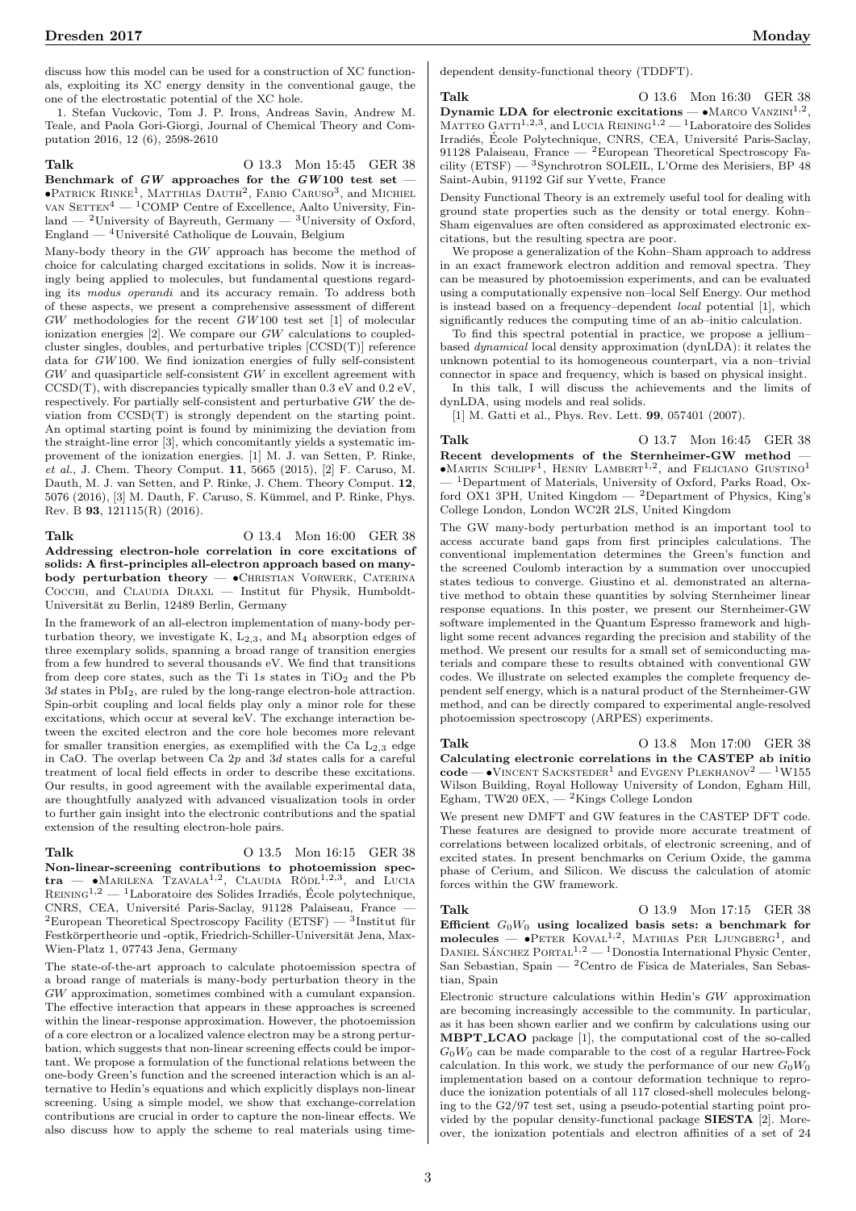discuss how this model can be used for a construction of XC functionals, exploiting its XC energy density in the conventional gauge, the one of the electrostatic potential of the XC hole.

1. Stefan Vuckovic, Tom J. P. Irons, Andreas Savin, Andrew M. Teale, and Paola Gori-Giorgi, Journal of Chemical Theory and Computation 2016, 12 (6), 2598-2610

**Talk** O 13.3 Mon 15:45 GER 38

**Benchmark of *GW* approaches for the *GW*100 test set** — •Patrick Rinke[1], Matthias Dauth[2], Fabio Caruso[3], and Michiel van Setten[4] — [1]COMP Centre of Excellence, Aalto University, Finland — [2]University of Bayreuth, Germany — [3]University of Oxford, England — [4]Université Catholique de Louvain, Belgium

Many-body theory in the *GW* approach has become the method of choice for calculating charged excitations in solids. Now it is increasingly being applied to molecules, but fundamental questions regarding its *modus operandi* and its accuracy remain. To address both of these aspects, we present a comprehensive assessment of different *GW* methodologies for the recent *GW*100 test set [1] of molecular ionization energies [2]. We compare our *GW* calculations to coupled-cluster singles, doubles, and perturbative triples [CCSD(T)] reference data for *GW*100. We find ionization energies of fully self-consistent *GW* and quasiparticle self-consistent *GW* in excellent agreement with CCSD(T), with discrepancies typically smaller than 0.3 eV and 0.2 eV, respectively. For partially self-consistent and perturbative *GW* the deviation from CCSD(T) is strongly dependent on the starting point. An optimal starting point is found by minimizing the deviation from the straight-line error [3], which concomitantly yields a systematic improvement of the ionization energies. [1] M. J. van Setten, P. Rinke, *et al.*, J. Chem. Theory Comput. **11**, 5665 (2015), [2] F. Caruso, M. Dauth, M. J. van Setten, and P. Rinke, J. Chem. Theory Comput. **12**, 5076 (2016), [3] M. Dauth, F. Caruso, S. Kümmel, and P. Rinke, Phys. Rev. B **93**, 121115(R) (2016).

**Talk** O 13.4 Mon 16:00 GER 38

**Addressing electron-hole correlation in core excitations of solids: A first-principles all-electron approach based on many-body perturbation theory** — •Christian Vorwerk, Caterina Cocchi, and Claudia Draxl — Institut für Physik, Humboldt-Universität zu Berlin, 12489 Berlin, Germany

In the framework of an all-electron implementation of many-body perturbation theory, we investigate K, $L_{2,3}$, and $M_4$ absorption edges of three exemplary solids, spanning a broad range of transition energies from a few hundred to several thousands eV. We find that transitions from deep core states, such as the Ti 1*s* states in $TiO_2$ and the Pb 3*d* states in $PbI_2$, are ruled by the long-range electron-hole attraction. Spin-orbit coupling and local fields play only a minor role for these excitations, which occur at several keV. The exchange interaction between the excited electron and the core hole becomes more relevant for smaller transition energies, as exemplified with the Ca $L_{2,3}$ edge in CaO. The overlap between Ca 2*p* and 3*d* states calls for a careful treatment of local field effects in order to describe these excitations. Our results, in good agreement with the available experimental data, are thoughtfully analyzed with advanced visualization tools in order to further gain insight into the electronic contributions and the spatial extension of the resulting electron-hole pairs.

**Talk** O 13.5 Mon 16:15 GER 38

**Non-linear-screening contributions to photoemission spectra** — •Marilena Tzavala[1,2], Claudia Rödl[1,2,3], and Lucia Reining[1,2] — [1]Laboratoire des Solides Irradiés, École polytechnique, CNRS, CEA, Université Paris-Saclay, 91128 Palaiseau, France — [2]European Theoretical Spectroscopy Facility (ETSF) — [3]Institut für Festkörpertheorie und -optik, Friedrich-Schiller-Universität Jena, Max-Wien-Platz 1, 07743 Jena, Germany

The state-of-the-art approach to calculate photoemission spectra of a broad range of materials is many-body perturbation theory in the *GW* approximation, sometimes combined with a cumulant expansion. The effective interaction that appears in these approaches is screened within the linear-response approximation. However, the photoemission of a core electron or a localized valence electron may be a strong perturbation, which suggests that non-linear screening effects could be important. We propose a formulation of the functional relations between the one-body Green's function and the screened interaction which is an alternative to Hedin's equations and which explicitly displays non-linear screening. Using a simple model, we show that exchange-correlation contributions are crucial in order to capture the non-linear effects. We also discuss how to apply the scheme to real materials using time-dependent density-functional theory (TDDFT).

**Talk** O 13.6 Mon 16:30 GER 38

**Dynamic LDA for electronic excitations** — •Marco Vanzini[1,2], Matteo Gatti[1,2,3], and Lucia Reining[1,2] — [1]Laboratoire des Solides Irradiés, École Polytechnique, CNRS, CEA, Université Paris-Saclay, 91128 Palaiseau, France — [2]European Theoretical Spectroscopy Facility (ETSF) — [3]Synchrotron SOLEIL, L'Orme des Merisiers, BP 48 Saint-Aubin, 91192 Gif sur Yvette, France

Density Functional Theory is an extremely useful tool for dealing with ground state properties such as the density or total energy. Kohn–Sham eigenvalues are often considered as approximated electronic excitations, but the resulting spectra are poor.

We propose a generalization of the Kohn–Sham approach to address in an exact framework electron addition and removal spectra. They can be measured by photoemission experiments, and can be evaluated using a computationally expensive non–local Self Energy. Our method is instead based on a frequency–dependent *local* potential [1], which significantly reduces the computing time of an ab–initio calculation.

To find this spectral potential in practice, we propose a jellium–based *dynamical* local density approximation (dynLDA): it relates the unknown potential to its homogeneous counterpart, via a non–trivial connector in space and frequency, which is based on physical insight.

In this talk, I will discuss the achievements and the limits of dynLDA, using models and real solids.

[1] M. Gatti et al., Phys. Rev. Lett. **99**, 057401 (2007).

**Talk** O 13.7 Mon 16:45 GER 38

**Recent developments of the Sternheimer-GW method** — •Martin Schlipf[1], Henry Lambert[1,2], and Feliciano Giustino[1] — [1]Department of Materials, University of Oxford, Parks Road, Oxford OX1 3PH, United Kingdom — [2]Department of Physics, King's College London, London WC2R 2LS, United Kingdom

The GW many-body perturbation method is an important tool to access accurate band gaps from first principles calculations. The conventional implementation determines the Green's function and the screened Coulomb interaction by a summation over unoccupied states tedious to converge. Giustino et al. demonstrated an alternative method to obtain these quantities by solving Sternheimer linear response equations. In this poster, we present our Sternheimer-GW software implemented in the Quantum Espresso framework and highlight some recent advances regarding the precision and stability of the method. We present our results for a small set of semiconducting materials and compare these to results obtained with conventional GW codes. We illustrate on selected examples the complete frequency dependent self energy, which is a natural product of the Sternheimer-GW method, and can be directly compared to experimental angle-resolved photoemission spectroscopy (ARPES) experiments.

**Talk** O 13.8 Mon 17:00 GER 38

**Calculating electronic correlations in the CASTEP ab initio code** — •Vincent Sacksteder[1] and Evgeny Plekhanov[2] — [1]W155 Wilson Building, Royal Holloway University of London, Egham Hill, Egham, TW20 0EX, — [2]Kings College London

We present new DMFT and GW features in the CASTEP DFT code. These features are designed to provide more accurate treatment of correlations between localized orbitals, of electronic screening, and of excited states. In present benchmarks on Cerium Oxide, the gamma phase of Cerium, and Silicon. We discuss the calculation of atomic forces within the GW framework.

**Talk** O 13.9 Mon 17:15 GER 38

**Efficient $G_0W_0$ using localized basis sets: a benchmark for molecules** — •Peter Koval[1,2], Mathias Per Ljungberg[1], and Daniel Sánchez Portal[1,2] — [1]Donostia International Physic Center, San Sebastian, Spain — [2]Centro de Fisica de Materiales, San Sebastian, Spain

Electronic structure calculations within Hedin's *GW* approximation are becoming increasingly accessible to the community. In particular, as it has been shown earlier and we confirm by calculations using our **MBPT_LCAO** package [1], the computational cost of the so-called $G_0W_0$ can be made comparable to the cost of a regular Hartree-Fock calculation. In this work, we study the performance of our new $G_0W_0$ implementation based on a contour deformation technique to reproduce the ionization potentials of all 117 closed-shell molecules belonging to the G2/97 test set, using a pseudo-potential starting point provided by the popular density-functional package **SIESTA** [2]. Moreover, the ionization potentials and electron affinities of a set of 24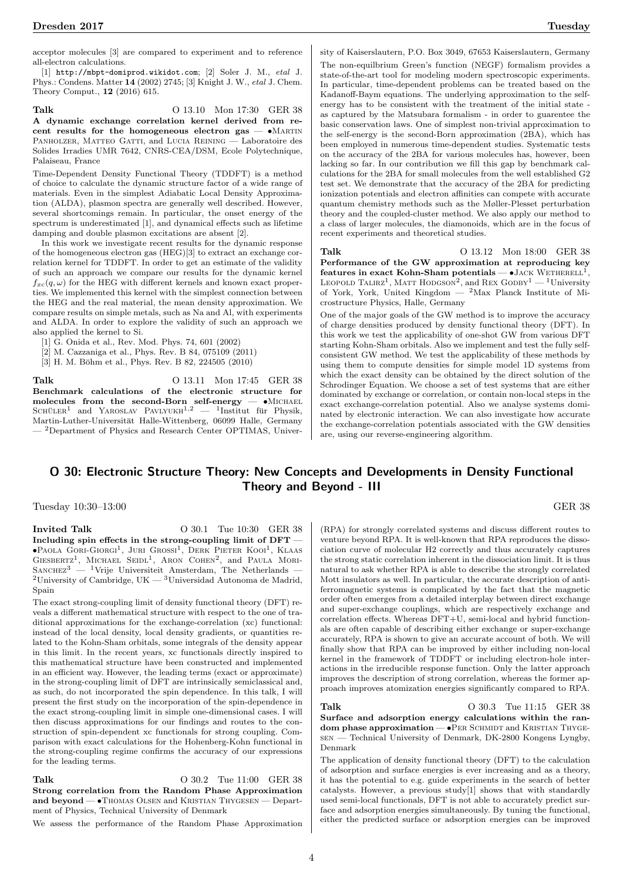acceptor molecules [3] are compared to experiment and to reference all-electron calculations.

[1] http://mbpt-domiprod.wikidot.com; [2] Soler J. M., *etal* J. Phys.: Condens. Matter **14** (2002) 2745; [3] Knight J. W., *etal* J. Chem. Theory Comput., **12** (2016) 615.

**Talk** O 13.10 Mon 17:30 GER 38

**A dynamic exchange correlation kernel derived from recent results for the homogeneous electron gas** — •Martin Panholzer, Matteo Gatti, and Lucia Reining — Laboratoire des Solides Irradies UMR 7642, CNRS-CEA/DSM, Ecole Polytechnique, Palaiseau, France

Time-Dependent Density Functional Theory (TDDFT) is a method of choice to calculate the dynamic structure factor of a wide range of materials. Even in the simplest Adiabatic Local Density Approximation (ALDA), plasmon spectra are generally well described. However, several shortcomings remain. In particular, the onset energy of the spectrum is underestimated [1], and dynamical effects such as lifetime damping and double plasmon excitations are absent [2].

In this work we investigate recent results for the dynamic response of the homogeneous electron gas (HEG)[3] to extract an exchange correlation kernel for TDDFT. In order to get an estimate of the validity of such an approach we compare our results for the dynamic kernel $f_{xc}(q,\omega)$ for the HEG with different kernels and known exact properties. We implemented this kernel with the simplest connection between the HEG and the real material, the mean density approximation. We compare results on simple metals, such as Na and Al, with experiments and ALDA. In order to explore the validity of such an approach we also applied the kernel to Si.

[1] G. Onida et al., Rev. Mod. Phys. 74, 601 (2002)

[2] M. Cazzaniga et al., Phys. Rev. B 84, 075109 (2011)

[3] H. M. Böhm et al., Phys. Rev. B 82, 224505 (2010)

**Talk** O 13.11 Mon 17:45 GER 38

**Benchmark calculations of the electronic structure for molecules from the second-Born self-energy** — •Michael Schüler[1] and Yaroslav Pavlyukh[1,2] — [1]Institut für Physik, Martin-Luther-Universität Halle-Wittenberg, 06099 Halle, Germany — [2]Department of Physics and Research Center OPTIMAS, University of Kaiserslautern, P.O. Box 3049, 67653 Kaiserslautern, Germany

The non-equilbrium Green's function (NEGF) formalism provides a state-of-the-art tool for modeling modern spectroscopic experiments. In particular, time-dependent problems can be treated based on the Kadanoff-Baym equations. The underlying approximation to the self-energy has to be consistent with the treatment of the initial state - as captured by the Matsubara formalism - in order to guarentee the basic conservation laws. One of simplest non-trivial approximation to the self-energy is the second-Born approximation (2BA), which has been employed in numerous time-dependent studies. Systematic tests on the accuracy of the 2BA for various molecules has, however, been lacking so far. In our contribution we fill this gap by benchmark calculations for the 2BA for small molecules from the well established G2 test set. We demonstrate that the accuracy of the 2BA for predicting ionization potentials and electron affinities can compete with accurate quantum chemistry methods such as the Møller-Plesset perturbation theory and the coupled-cluster method. We also apply our method to a class of larger molecules, the diamonoids, which are in the focus of recent experiments and theoretical studies.

**Talk** O 13.12 Mon 18:00 GER 38

**Performance of the GW approximation at reproducing key features in exact Kohn-Sham potentials** — •Jack Wetherell[1], Leopold Talirz[1], Matt Hodgson[2], and Rex Godby[1] — [1]University of York, York, United Kingdom — [2]Max Planck Institute of Microstructure Physics, Halle, Germany

One of the major goals of the GW method is to improve the accuracy of charge densities produced by density functional theory (DFT). In this work we test the applicability of one-shot GW from various DFT starting Kohn-Sham orbitals. Also we implement and test the fully self-consistent GW method. We test the applicability of these methods by using them to compute densities for simple model 1D systems from which the exact density can be obtained by the direct solution of the Schrodinger Equation. We choose a set of test systems that are either dominated by exchange or correlation, or contain non-local steps in the exact exchange-correlation potential. Also we analyse systems dominated by electronic interaction. We can also investigate how accurate the exchange-correlation potentials associated with the GW densities are, using our reverse-engineering algorithm.

## O 30: Electronic Structure Theory: New Concepts and Developments in Density Functional Theory and Beyond - III

Tuesday 10:30–13:00 GER 38

**Invited Talk** O 30.1 Tue 10:30 GER 38

**Including spin effects in the strong-coupling limit of DFT** — •Paola Gori-Giorgi[1], Juri Grossi[1], Derk Pieter Kooi[1], Klaas Giesbertz[1], Michael Seidl[1], Aron Cohen[2], and Paula Mori-Sanchez[3] — [1]Vrije Universiteit Amsterdam, The Netherlands — [2]University of Cambridge, UK — [3]Universidad Autonoma de Madrid, Spain

The exact strong-coupling limit of density functional theory (DFT) reveals a different mathematical structure with respect to the one of traditional approximations for the exchange-correlation (xc) functional: instead of the local density, local density gradients, or quantities related to the Kohn-Sham orbitals, some integrals of the density appear in this limit. In the recent years, xc functionals directly inspired to this mathematical structure have been constructed and implemented in an efficient way. However, the leading terms (exact or approximate) in the strong-coupling limit of DFT are intrinsically semiclassical and, as such, do not incorporated the spin dependence. In this talk, I will present the first study on the incorporation of the spin-dependence in the exact strong-coupling limit in simple one-dimensional cases. I will then discuss approximations for our findings and routes to the construction of spin-dependent xc functionals for strong coupling. Comparison with exact calculations for the Hohenberg-Kohn functional in the strong-coupling regime confirms the accuracy of our expressions for the leading terms.

**Talk** O 30.2 Tue 11:00 GER 38

**Strong correlation from the Random Phase Approximation and beyond** — •Thomas Olsen and Kristian Thygesen — Department of Physics, Technical University of Denmark

We assess the performance of the Random Phase Approximation (RPA) for strongly correlated systems and discuss different routes to venture beyond RPA. It is well-known that RPA reproduces the dissociation curve of molecular H2 correctly and thus accurately captures the strong static correlation inherent in the dissociation limit. It is thus natural to ask whether RPA is able to describe the strongly correlated Mott insulators as well. In particular, the accurate description of anti-ferromagnetic systems is complicated by the fact that the magnetic order often emerges from a detailed interplay between direct exchange and super-exchange couplings, which are respectively exchange and correlation effects. Whereas DFT+U, semi-local and hybrid functionals are often capable of describing either exchange or super-exchange accurately, RPA is shown to give an accurate account of both. We will finally show that RPA can be improved by either including non-local kernel in the framework of TDDFT or including electron-hole interactions in the irreducible response function. Only the latter approach improves the description of strong correlation, whereas the former approach improves atomization energies significantly compared to RPA.

**Talk** O 30.3 Tue 11:15 GER 38

**Surface and adsorption energy calculations within the random phase approximation** — •Per Schmidt and Kristian Thygesen — Technical University of Denmark, DK-2800 Kongens Lyngby, Denmark

The application of density functional theory (DFT) to the calculation of adsorption and surface energies is ever increasing and as a theory, it has the potential to e.g. guide experiments in the search of better catalysts. However, a previous study[1] shows that with standardly used semi-local functionals, DFT is not able to accurately predict surface and adsorption energies simultaneously. By tuning the functional, either the predicted surface or adsorption energies can be improved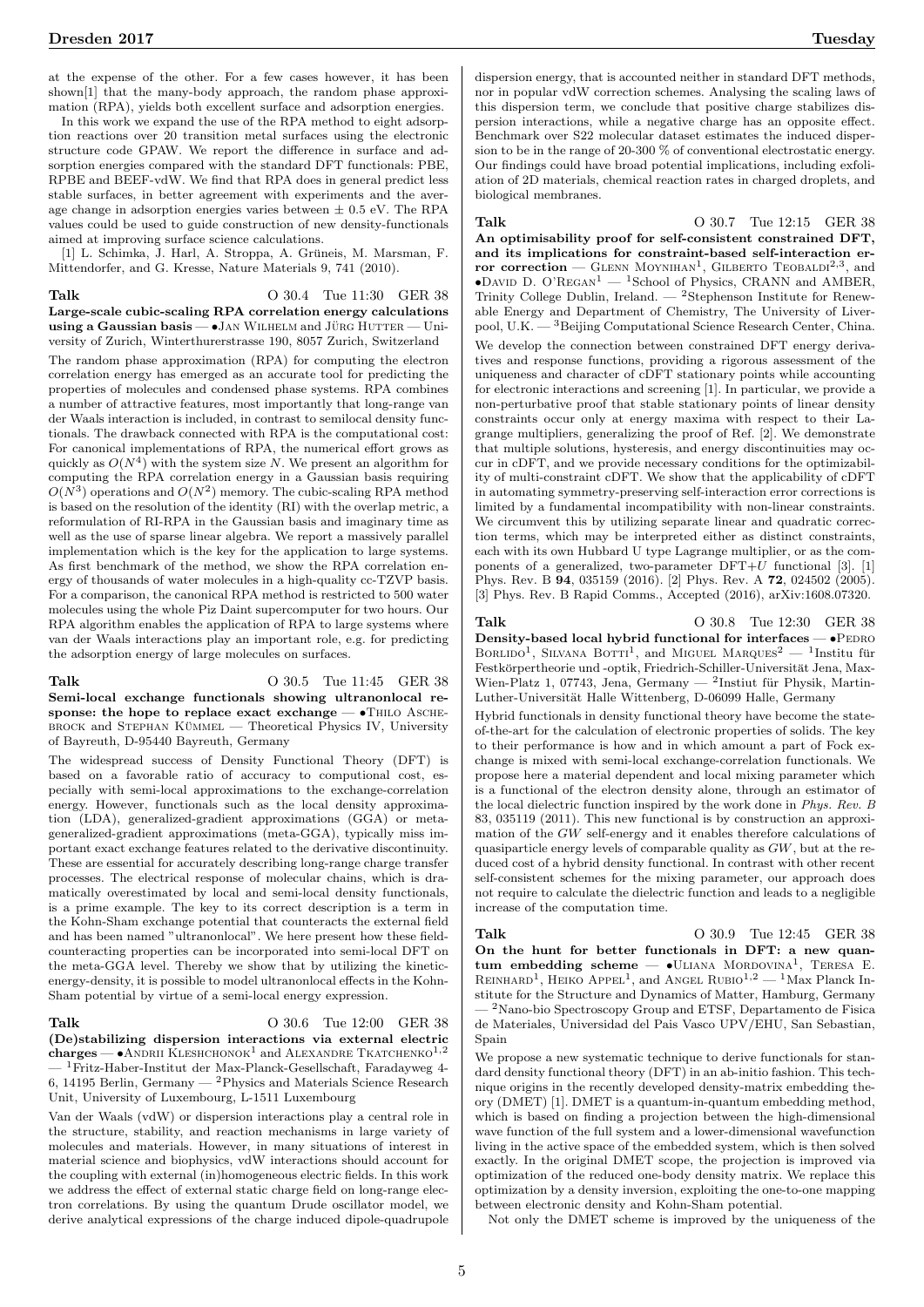at the expense of the other. For a few cases however, it has been shown[1] that the many-body approach, the random phase approximation (RPA), yields both excellent surface and adsorption energies.

In this work we expand the use of the RPA method to eight adsorption reactions over 20 transition metal surfaces using the electronic structure code GPAW. We report the difference in surface and adsorption energies compared with the standard DFT functionals: PBE, RPBE and BEEF-vdW. We find that RPA does in general predict less stable surfaces, in better agreement with experiments and the average change in adsorption energies varies between ± 0.5 eV. The RPA values could be used to guide construction of new density-functionals aimed at improving surface science calculations.

[1] L. Schimka, J. Harl, A. Stroppa, A. Grüneis, M. Marsman, F. Mittendorfer, and G. Kresse, Nature Materials 9, 741 (2010).

**Talk** O 30.4 Tue 11:30 GER 38

**Large-scale cubic-scaling RPA correlation energy calculations using a Gaussian basis** — •Jan Wilhelm and Jürg Hutter — University of Zurich, Winterthurerstrasse 190, 8057 Zurich, Switzerland

The random phase approximation (RPA) for computing the electron correlation energy has emerged as an accurate tool for predicting the properties of molecules and condensed phase systems. RPA combines a number of attractive features, most importantly that long-range van der Waals interaction is included, in contrast to semilocal density functionals. The drawback connected with RPA is the computational cost: For canonical implementations of RPA, the numerical effort grows as quickly as $O(N^4)$ with the system size $N$. We present an algorithm for computing the RPA correlation energy in a Gaussian basis requiring $O(N^3)$ operations and $O(N^2)$ memory. The cubic-scaling RPA method is based on the resolution of the identity (RI) with the overlap metric, a reformulation of RI-RPA in the Gaussian basis and imaginary time as well as the use of sparse linear algebra. We report a massively parallel implementation which is the key for the application to large systems. As first benchmark of the method, we show the RPA correlation energy of thousands of water molecules in a high-quality cc-TZVP basis. For a comparison, the canonical RPA method is restricted to 500 water molecules using the whole Piz Daint supercomputer for two hours. Our RPA algorithm enables the application of RPA to large systems where van der Waals interactions play an important role, e.g. for predicting the adsorption energy of large molecules on surfaces.

**Talk** O 30.5 Tue 11:45 GER 38

**Semi-local exchange functionals showing ultranonlocal response: the hope to replace exact exchange** — •Thilo Aschebrock and Stephan Kümmel — Theoretical Physics IV, University of Bayreuth, D-95440 Bayreuth, Germany

The widespread success of Density Functional Theory (DFT) is based on a favorable ratio of accuracy to computional cost, especially with semi-local approximations to the exchange-correlation energy. However, functionals such as the local density approximation (LDA), generalized-gradient approximations (GGA) or meta-generalized-gradient approximations (meta-GGA), typically miss important exact exchange features related to the derivative discontinuity. These are essential for accurately describing long-range charge transfer processes. The electrical response of molecular chains, which is dramatically overestimated by local and semi-local density functionals, is a prime example. The key to its correct description is a term in the Kohn-Sham exchange potential that counteracts the external field and has been named "ultranonlocal". We here present how these field-counteracting properties can be incorporated into semi-local DFT on the meta-GGA level. Thereby we show that by utilizing the kinetic-energy-density, it is possible to model ultranonlocal effects in the Kohn-Sham potential by virtue of a semi-local energy expression.

**Talk** O 30.6 Tue 12:00 GER 38

**(De)stabilizing dispersion interactions via external electric charges** — •Andrii Kleshchonok[1] and Alexandre Tkatchenko[1,2] — [1]Fritz-Haber-Institut der Max-Planck-Gesellschaft, Faradayweg 4-6, 14195 Berlin, Germany — [2]Physics and Materials Science Research Unit, University of Luxembourg, L-1511 Luxembourg

Van der Waals (vdW) or dispersion interactions play a central role in the structure, stability, and reaction mechanisms in large variety of molecules and materials. However, in many situations of interest in material science and biophysics, vdW interactions should account for the coupling with external (in)homogeneous electric fields. In this work we address the effect of external static charge field on long-range electron correlations. By using the quantum Drude oscillator model, we derive analytical expressions of the charge induced dipole-quadrupole dispersion energy, that is accounted neither in standard DFT methods, nor in popular vdW correction schemes. Analysing the scaling laws of this dispersion term, we conclude that positive charge stabilizes dispersion interactions, while a negative charge has an opposite effect. Benchmark over S22 molecular dataset estimates the induced dispersion to be in the range of 20-300 % of conventional electrostatic energy. Our findings could have broad potential implications, including exfoliation of 2D materials, chemical reaction rates in charged droplets, and biological membranes.

**Talk** O 30.7 Tue 12:15 GER 38

**An optimisability proof for self-consistent constrained DFT, and its implications for constraint-based self-interaction error correction** — Glenn Moynihan[1], Gilberto Teobaldi[2,3], and •David D. O'Regan[1] — [1]School of Physics, CRANN and AMBER, Trinity College Dublin, Ireland. — [2]Stephenson Institute for Renewable Energy and Department of Chemistry, The University of Liverpool, U.K. — [3]Beijing Computational Science Research Center, China.

We develop the connection between constrained DFT energy derivatives and response functions, providing a rigorous assessment of the uniqueness and character of cDFT stationary points while accounting for electronic interactions and screening [1]. In particular, we provide a non-perturbative proof that stable stationary points of linear density constraints occur only at energy maxima with respect to their Lagrange multipliers, generalizing the proof of Ref. [2]. We demonstrate that multiple solutions, hysteresis, and energy discontinuities may occur in cDFT, and we provide necessary conditions for the optimizability of multi-constraint cDFT. We show that the applicability of cDFT in automating symmetry-preserving self-interaction error corrections is limited by a fundamental incompatibility with non-linear constraints. We circumvent this by utilizing separate linear and quadratic correction terms, which may be interpreted either as distinct constraints, each with its own Hubbard U type Lagrange multiplier, or as the components of a generalized, two-parameter DFT+$U$ functional [3]. [1] Phys. Rev. B **94**, 035159 (2016). [2] Phys. Rev. A **72**, 024502 (2005). [3] Phys. Rev. B Rapid Comms., Accepted (2016), arXiv:1608.07320.

**Talk** O 30.8 Tue 12:30 GER 38

**Density-based local hybrid functional for interfaces** — •Pedro Borlido[1], Silvana Botti[1], and Miguel Marques[2] — [1]Institu für Festkörpertheorie und -optik, Friedrich-Schiller-Universität Jena, Max-Wien-Platz 1, 07743, Jena, Germany — [2]Instiut für Physik, Martin-Luther-Universität Halle Wittenberg, D-06099 Halle, Germany

Hybrid functionals in density functional theory have become the state-of-the-art for the calculation of electronic properties of solids. The key to their performance is how and in which amount a part of Fock exchange is mixed with semi-local exchange-correlation functionals. We propose here a material dependent and local mixing parameter which is a functional of the electron density alone, through an estimator of the local dielectric function inspired by the work done in *Phys. Rev. B* 83, 035119 (2011). This new functional is by construction an approximation of the $GW$ self-energy and it enables therefore calculations of quasiparticle energy levels of comparable quality as $GW$, but at the reduced cost of a hybrid density functional. In contrast with other recent self-consistent schemes for the mixing parameter, our approach does not require to calculate the dielectric function and leads to a negligible increase of the computation time.

**Talk** O 30.9 Tue 12:45 GER 38

**On the hunt for better functionals in DFT: a new quantum embedding scheme** — •Uliana Mordovina[1], Teresa E. Reinhard[1], Heiko Appel[1], and Angel Rubio[1,2] — [1]Max Planck Institute for the Structure and Dynamics of Matter, Hamburg, Germany — [2]Nano-bio Spectroscopy Group and ETSF, Departamento de Fisica de Materiales, Universidad del Pais Vasco UPV/EHU, San Sebastian, Spain

We propose a new systematic technique to derive functionals for standard density functional theory (DFT) in an ab-initio fashion. This technique origins in the recently developed density-matrix embedding theory (DMET) [1]. DMET is a quantum-in-quantum embedding method, which is based on finding a projection between the high-dimensional wave function of the full system and a lower-dimensional wavefunction living in the active space of the embedded system, which is then solved exactly. In the original DMET scope, the projection is improved via optimization of the reduced one-body density matrix. We replace this optimization by a density inversion, exploiting the one-to-one mapping between electronic density and Kohn-Sham potential.

Not only the DMET scheme is improved by the uniqueness of the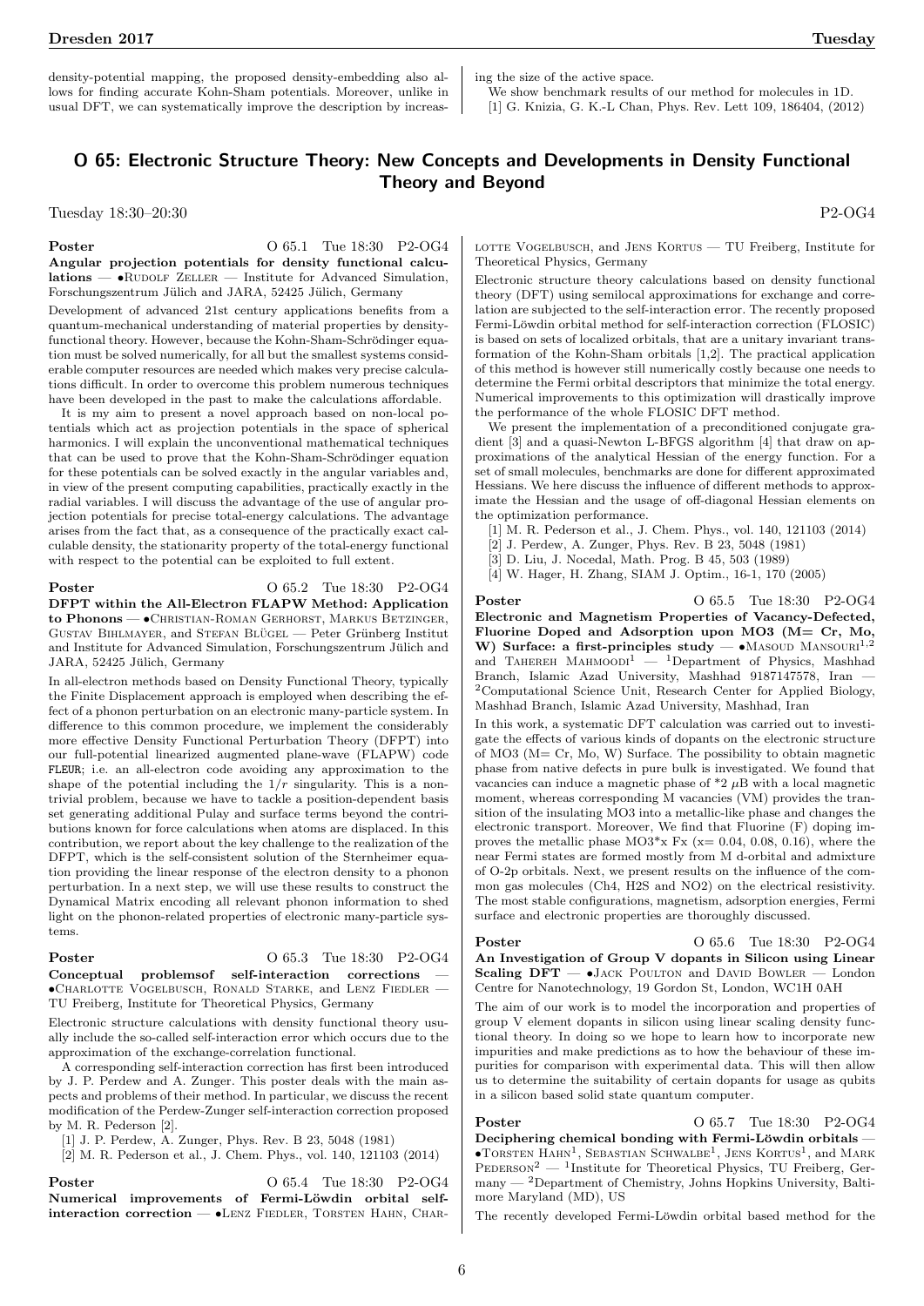density-potential mapping, the proposed density-embedding also allows for finding accurate Kohn-Sham potentials. Moreover, unlike in usual DFT, we can systematically improve the description by increasing the size of the active space.

We show benchmark results of our method for molecules in 1D.

[1] G. Knizia, G. K.-L Chan, Phys. Rev. Lett 109, 186404, (2012)

## O 65: Electronic Structure Theory: New Concepts and Developments in Density Functional Theory and Beyond

Tuesday 18:30–20:30 P2-OG4

**Poster** O 65.1 Tue 18:30 P2-OG4

**Angular projection potentials for density functional calculations** — •Rudolf Zeller — Institute for Advanced Simulation, Forschungszentrum Jülich and JARA, 52425 Jülich, Germany

Development of advanced 21st century applications benefits from a quantum-mechanical understanding of material properties by density-functional theory. However, because the Kohn-Sham-Schrödinger equation must be solved numerically, for all but the smallest systems considerable computer resources are needed which makes very precise calculations difficult. In order to overcome this problem numerous techniques have been developed in the past to make the calculations affordable.

It is my aim to present a novel approach based on non-local potentials which act as projection potentials in the space of spherical harmonics. I will explain the unconventional mathematical techniques that can be used to prove that the Kohn-Sham-Schrödinger equation for these potentials can be solved exactly in the angular variables and, in view of the present computing capabilities, practically exactly in the radial variables. I will discuss the advantage of the use of angular projection potentials for precise total-energy calculations. The advantage arises from the fact that, as a consequence of the practically exact calculable density, the stationarity property of the total-energy functional with respect to the potential can be exploited to full extent.

**Poster** O 65.2 Tue 18:30 P2-OG4

**DFPT within the All-Electron FLAPW Method: Application to Phonons** — •Christian-Roman Gerhorst, Markus Betzinger, Gustav Bihlmayer, and Stefan Blügel — Peter Grünberg Institut and Institute for Advanced Simulation, Forschungszentrum Jülich and JARA, 52425 Jülich, Germany

In all-electron methods based on Density Functional Theory, typically the Finite Displacement approach is employed when describing the effect of a phonon perturbation on an electronic many-particle system. In difference to this common procedure, we implement the considerably more effective Density Functional Perturbation Theory (DFPT) into our full-potential linearized augmented plane-wave (FLAPW) code FLEUR; i.e. an all-electron code avoiding any approximation to the shape of the potential including the $1/r$ singularity. This is a nontrivial problem, because we have to tackle a position-dependent basis set generating additional Pulay and surface terms beyond the contributions known for force calculations when atoms are displaced. In this contribution, we report about the key challenge to the realization of the DFPT, which is the self-consistent solution of the Sternheimer equation providing the linear response of the electron density to a phonon perturbation. In a next step, we will use these results to construct the Dynamical Matrix encoding all relevant phonon information to shed light on the phonon-related properties of electronic many-particle systems.

**Poster** O 65.3 Tue 18:30 P2-OG4

**Conceptual problemsof self-interaction corrections** — •Charlotte Vogelbusch, Ronald Starke, and Lenz Fiedler — TU Freiberg, Institute for Theoretical Physics, Germany

Electronic structure calculations with density functional theory usually include the so-called self-interaction error which occurs due to the approximation of the exchange-correlation functional.

A corresponding self-interaction correction has first been introduced by J. P. Perdew and A. Zunger. This poster deals with the main aspects and problems of their method. In particular, we discuss the recent modification of the Perdew-Zunger self-interaction correction proposed by M. R. Pederson [2].

[1] J. P. Perdew, A. Zunger, Phys. Rev. B 23, 5048 (1981)

[2] M. R. Pederson et al., J. Chem. Phys., vol. 140, 121103 (2014)

**Poster** O 65.4 Tue 18:30 P2-OG4

**Numerical improvements of Fermi-Löwdin orbital self-interaction correction** — •Lenz Fiedler, Torsten Hahn, Charlotte Vogelbusch, and Jens Kortus — TU Freiberg, Institute for Theoretical Physics, Germany

Electronic structure theory calculations based on density functional theory (DFT) using semilocal approximations for exchange and correlation are subjected to the self-interaction error. The recently proposed Fermi-Löwdin orbital method for self-interaction correction (FLOSIC) is based on sets of localized orbitals, that are a unitary invariant transformation of the Kohn-Sham orbitals [1,2]. The practical application of this method is however still numerically costly because one needs to determine the Fermi orbital descriptors that minimize the total energy. Numerical improvements to this optimization will drastically improve the performance of the whole FLOSIC DFT method.

We present the implementation of a preconditioned conjugate gradient [3] and a quasi-Newton L-BFGS algorithm [4] that draw on approximations of the analytical Hessian of the energy function. For a set of small molecules, benchmarks are done for different approximated Hessians. We here discuss the influence of different methods to approximate the Hessian and the usage of off-diagonal Hessian elements on the optimization performance.

[1] M. R. Pederson et al., J. Chem. Phys., vol. 140, 121103 (2014)

[2] J. Perdew, A. Zunger, Phys. Rev. B 23, 5048 (1981)

[3] D. Liu, J. Nocedal, Math. Prog. B 45, 503 (1989)

[4] W. Hager, H. Zhang, SIAM J. Optim., 16-1, 170 (2005)

**Poster** O 65.5 Tue 18:30 P2-OG4

**Electronic and Magnetism Properties of Vacancy-Defected, Fluorine Doped and Adsorption upon MO3 (M= Cr, Mo, W) Surface: a first-principles study** — •Masoud Mansouri[1,2] and Tahereh Mahmoodi[1] — [1]Department of Physics, Mashhad Branch, Islamic Azad University, Mashhad 9187147578, Iran — [2]Computational Science Unit, Research Center for Applied Biology, Mashhad Branch, Islamic Azad University, Mashhad, Iran

In this work, a systematic DFT calculation was carried out to investigate the effects of various kinds of dopants on the electronic structure of MO3 (M= Cr, Mo, W) Surface. The possibility to obtain magnetic phase from native defects in pure bulk is investigated. We found that vacancies can induce a magnetic phase of *2 $\mu$B with a local magnetic moment, whereas corresponding M vacancies (VM) provides the transition of the insulating MO3 into a metallic-like phase and changes the electronic transport. Moreover, We find that Fluorine (F) doping improves the metallic phase MO3*x Fx (x= 0.04, 0.08, 0.16), where the near Fermi states are formed mostly from M d-orbital and admixture of O-2p orbitals. Next, we present results on the influence of the common gas molecules (Ch4, H2S and NO2) on the electrical resistivity. The most stable configurations, magnetism, adsorption energies, Fermi surface and electronic properties are thoroughly discussed.

**Poster** O 65.6 Tue 18:30 P2-OG4

**An Investigation of Group V dopants in Silicon using Linear Scaling DFT** — •Jack Poulton and David Bowler — London Centre for Nanotechnology, 19 Gordon St, London, WC1H 0AH

The aim of our work is to model the incorporation and properties of group V element dopants in silicon using linear scaling density functional theory. In doing so we hope to learn how to incorporate new impurities and make predictions as to how the behaviour of these impurities for comparison with experimental data. This will then allow us to determine the suitability of certain dopants for usage as qubits in a silicon based solid state quantum computer.

**Poster** O 65.7 Tue 18:30 P2-OG4

**Deciphering chemical bonding with Fermi-Löwdin orbitals** — •Torsten Hahn[1], Sebastian Schwalbe[1], Jens Kortus[1], and Mark Pederson[2] — [1]Institute for Theoretical Physics, TU Freiberg, Germany — [2]Department of Chemistry, Johns Hopkins University, Baltimore Maryland (MD), US

The recently developed Fermi-Löwdin orbital based method for the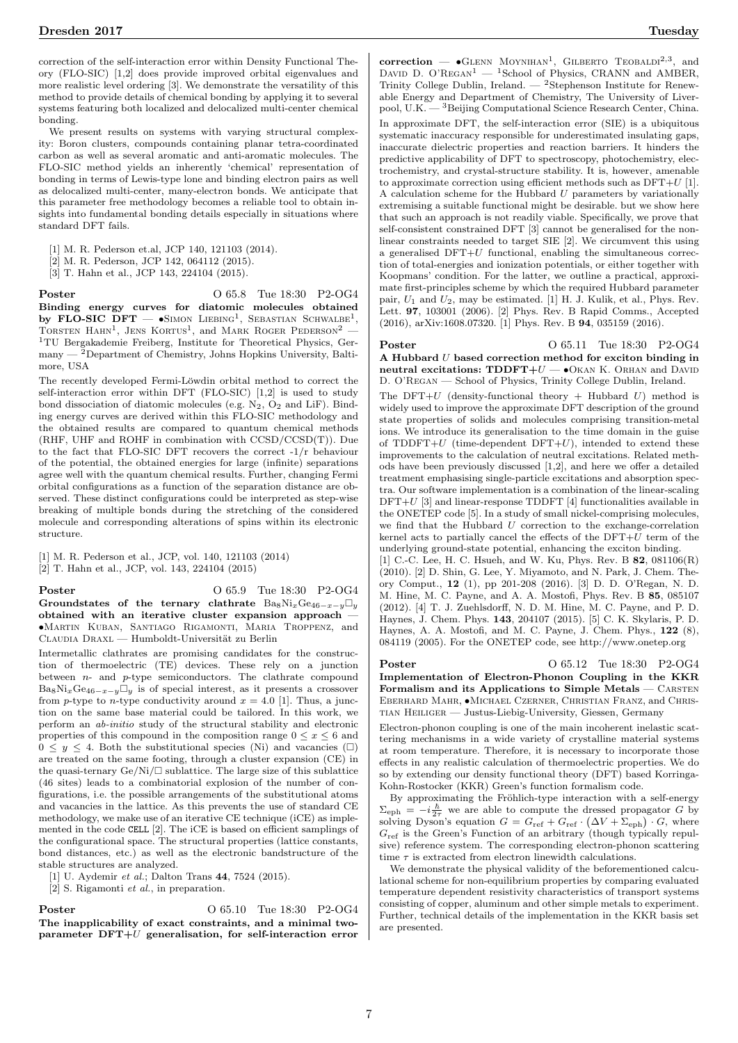correction of the self-interaction error within Density Functional Theory (FLO-SIC) [1,2] does provide improved orbital eigenvalues and more realistic level ordering [3]. We demonstrate the versatility of this method to provide details of chemical bonding by applying it to several systems featuring both localized and delocalized multi-center chemical bonding.

We present results on systems with varying structural complexity: Boron clusters, compounds containing planar tetra-coordinated carbon as well as several aromatic and anti-aromatic molecules. The FLO-SIC method yields an inherently 'chemical' representation of bonding in terms of Lewis-type lone and binding electron pairs as well as delocalized multi-center, many-electron bonds. We anticipate that this parameter free methodology becomes a reliable tool to obtain insights into fundamental bonding details especially in situations where standard DFT fails.

[1] M. R. Pederson et.al, JCP 140, 121103 (2014).
[2] M. R. Pederson, JCP 142, 064112 (2015).
[3] T. Hahn et al., JCP 143, 224104 (2015).

**Poster** O 65.8 Tue 18:30 P2-OG4

**Binding energy curves for diatomic molecules obtained by FLO-SIC DFT** — •Simon Liebing[1], Sebastian Schwalbe[1], Torsten Hahn[1], Jens Kortus[1], and Mark Roger Pederson[2] — [1]TU Bergakademie Freiberg, Institute for Theoretical Physics, Germany — [2]Department of Chemistry, Johns Hopkins University, Baltimore, USA

The recently developed Fermi-Löwdin orbital method to correct the self-interaction error within DFT (FLO-SIC) [1,2] is used to study bond dissociation of diatomic molecules (e.g. $N_2$, $O_2$ and LiF). Binding energy curves are derived within this FLO-SIC methodology and the obtained results are compared to quantum chemical methods (RHF, UHF and ROHF in combination with CCSD/CCSD(T)). Due to the fact that FLO-SIC DFT recovers the correct -1/r behaviour of the potential, the obtained energies for large (infinite) separations agree well with the quantum chemical results. Further, changing Fermi orbital configurations as a function of the separation distance are observed. These distinct configurations could be interpreted as step-wise breaking of multiple bonds during the stretching of the considered molecule and corresponding alterations of spins within its electronic structure.

[1] M. R. Pederson et al., JCP, vol. 140, 121103 (2014)
[2] T. Hahn et al., JCP, vol. 143, 224104 (2015)

**Poster** O 65.9 Tue 18:30 P2-OG4

**Groundstates of the ternary clathrate $Ba_8Ni_xGe_{46-x-y}\square_y$ obtained with an iterative cluster expansion approach** — •Martin Kuban, Santiago Rigamonti, Maria Troppenz, and Claudia Draxl — Humboldt-Universität zu Berlin

Intermetallic clathrates are promising candidates for the construction of thermoelectric (TE) devices. These rely on a junction between *n*- and *p*-type semiconductors. The clathrate compound $Ba_8Ni_xGe_{46-x-y}\square_y$ is of special interest, as it presents a crossover from *p*-type to *n*-type conductivity around $x = 4.0$ [1]. Thus, a junction on the same base material could be tailored. In this work, we perform an *ab-initio* study of the structural stability and electronic properties of this compound in the composition range $0 \le x \le 6$ and $0 \le y \le 4$. Both the substitutional species (Ni) and vacancies ($\square$) are treated on the same footing, through a cluster expansion (CE) in the quasi-ternary Ge/Ni/$\square$ sublattice. The large size of this sublattice (46 sites) leads to a combinatorial explosion of the number of configurations, i.e. the possible arrangements of the substitutional atoms and vacancies in the lattice. As this prevents the use of standard CE methodology, we make use of an iterative CE technique (iCE) as implemented in the code `CELL` [2]. The iCE is based on efficient samplings of the configurational space. The structural properties (lattice constants, bond distances, etc.) as well as the electronic bandstructure of the stable structures are analyzed.

[1] U. Aydemir *et al.*; Dalton Trans **44**, 7524 (2015).
[2] S. Rigamonti *et al.*, in preparation.

**Poster** O 65.10 Tue 18:30 P2-OG4

**The inapplicability of exact constraints, and a minimal two-parameter DFT+$U$ generalisation, for self-interaction error correction** — •Glenn Moynihan[1], Gilberto Teobaldi[2,3], and David D. O'Regan[1] — [1]School of Physics, CRANN and AMBER, Trinity College Dublin, Ireland. — [2]Stephenson Institute for Renewable Energy and Department of Chemistry, The University of Liverpool, U.K. — [3]Beijing Computational Science Research Center, China.

In approximate DFT, the self-interaction error (SIE) is a ubiquitous systematic inaccuracy responsible for underestimated insulating gaps, inaccurate dielectric properties and reaction barriers. It hinders the predictive applicability of DFT to spectroscopy, photochemistry, electrochemistry, and crystal-structure stability. It is, however, amenable to approximate correction using efficient methods such as DFT+$U$ [1]. A calculation scheme for the Hubbard $U$ parameters by variationally extremising a suitable functional might be desirable. but we show here that such an approach is not readily viable. Specifically, we prove that self-consistent constrained DFT [3] cannot be generalised for the nonlinear constraints needed to target SIE [2]. We circumvent this using a generalised DFT+$U$ functional, enabling the simultaneous correction of total-energies and ionization potentials, or either together with Koopmans' condition. For the latter, we outline a practical, approximate first-principles scheme by which the required Hubbard parameter pair, $U_1$ and $U_2$, may be estimated. [1] H. J. Kulik, et al., Phys. Rev. Lett. **97**, 103001 (2006). [2] Phys. Rev. B Rapid Comms., Accepted (2016), arXiv:1608.07320. [1] Phys. Rev. B **94**, 035159 (2016).

**Poster** O 65.11 Tue 18:30 P2-OG4

**A Hubbard $U$ based correction method for exciton binding in neutral excitations: TDDFT+$U$** — •Okan K. Orhan and David D. O'Regan — School of Physics, Trinity College Dublin, Ireland.

The DFT+$U$ (density-functional theory + Hubbard $U$) method is widely used to improve the approximate DFT description of the ground state properties of solids and molecules comprising transition-metal ions. We introduce its generalisation to the time domain in the guise of TDDFT+$U$ (time-dependent DFT+$U$), intended to extend these improvements to the calculation of neutral excitations. Related methods have been previously discussed [1,2], and here we offer a detailed treatment emphasising single-particle excitations and absorption spectra. Our software implementation is a combination of the linear-scaling DFT+$U$ [3] and linear-response TDDFT [4] functionalities available in the ONETEP code [5]. In a study of small nickel-comprising molecules, we find that the Hubbard $U$ correction to the exchange-correlation kernel acts to partially cancel the effects of the DFT+$U$ term of the underlying ground-state potential, enhancing the exciton binding.
[1] C.-C. Lee, H. C. Hsueh, and W. Ku, Phys. Rev. B **82**, 081106(R) (2010). [2] D. Shin, G. Lee, Y. Miyamoto, and N. Park, J. Chem. Theory Comput., **12** (1), pp 201-208 (2016). [3] D. D. O'Regan, N. D. M. Hine, M. C. Payne, and A. A. Mostofi, Phys. Rev. B **85**, 085107 (2012). [4] T. J. Zuehlsdorff, N. D. M. Hine, M. C. Payne, and P. D. Haynes, J. Chem. Phys. **143**, 204107 (2015). [5] C. K. Skylaris, P. D. Haynes, A. A. Mostofi, and M. C. Payne, J. Chem. Phys., **122** (8), 084119 (2005). For the ONETEP code, see http://www.onetep.org

**Poster** O 65.12 Tue 18:30 P2-OG4

**Implementation of Electron-Phonon Coupling in the KKR Formalism and its Applications to Simple Metals** — Carsten Eberhard Mahr, •Michael Czerner, Christian Franz, and Christian Heiliger — Justus-Liebig-University, Giessen, Germany

Electron-phonon coupling is one of the main incoherent inelastic scattering mechanisms in a wide variety of crystalline material systems at room temperature. Therefore, it is necessary to incorporate those effects in any realistic calculation of thermoelectric properties. We do so by extending our density functional theory (DFT) based Korringa-Kohn-Rostocker (KKR) Green's function formalism code.

By approximating the Fröhlich-type interaction with a self-energy $\Sigma_{\text{eph}} = -i\frac{\hbar}{2\tau}$ we are able to compute the dressed propagator $G$ by solving Dyson's equation $G = G_{\text{ref}} + G_{\text{ref}} \cdot (\Delta V + \Sigma_{\text{eph}}) \cdot G$, where $G_{\text{ref}}$ is the Green's Function of an arbitrary (though typically repulsive) reference system. The corresponding electron-phonon scattering time $\tau$ is extracted from electron linewidth calculations.

We demonstrate the physical validity of the beforementioned calculational scheme for non-equilibrium properties by comparing evaluated temperature dependent resistivity characteristics of transport systems consisting of copper, aluminum and other simple metals to experiment. Further, technical details of the implementation in the KKR basis set are presented.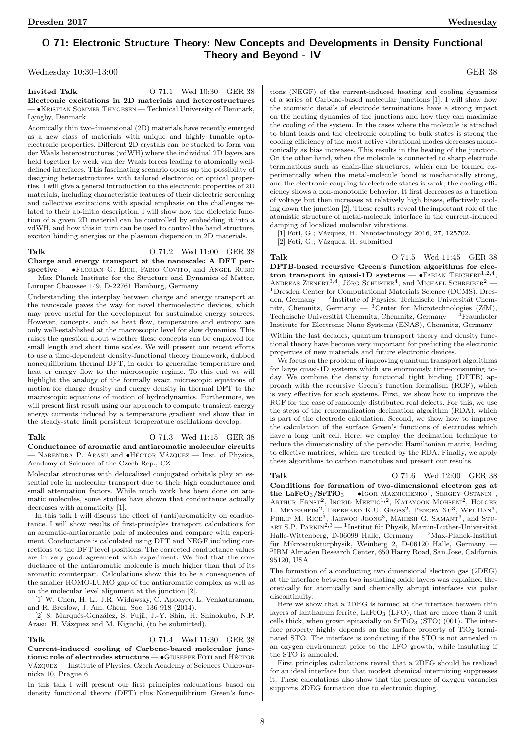## O 71: Electronic Structure Theory: New Concepts and Developments in Density Functional Theory and Beyond - IV

Wednesday 10:30–13:00 GER 38

**Invited Talk** O 71.1 Wed 10:30 GER 38

**Electronic excitations in 2D materials and heterostructures** — •Kristian Sommer Thygesen — Technical University of Denmark, Lyngby, Denmark

Atomically thin two-dimensional (2D) materials have recently emerged as a new class of materials with unique and highly tunable optoelectronic properties. Different 2D crystals can be stacked to form van der Waals heterostructures (vdWH) where the individual 2D layers are held together by weak van der Waals forces leading to atomically well-defined interfaces. This fascinating scenario opens up the possibility of designing heterostructures with tailored electronic or optical properties. I will give a general introduction to the electronic properties of 2D materials, including characteristic features of their dielectric screening and collective excitations with special emphasis on the challenges related to their ab-initio description. I will show how the dielectric function of a given 2D material can be controlled by embedding it into a vdWH, and how this in turn can be used to control the band structure, exciton binding energies or the plasmon dispersion in 2D materials.

**Talk** O 71.2 Wed 11:00 GER 38

**Charge and energy transport at the nanoscale: A DFT perspective** — •Florian G. Eich, Fabio Covito, and Angel Rubio — Max Planck Institute for the Structure and Dynamics of Matter, Luruper Chaussee 149, D-22761 Hamburg, Germany

Understanding the interplay between charge and energy transport at the nanoscale paves the way for novel thermoelectric devices, which may prove useful for the development for sustainable energy sources. However, concepts, such as heat flow, temperature and entropy are only well-established at the macroscopic level for slow dynamics. This raises the question about whether these concepts can be employed for small length and short time scales. We will present our recent efforts to use a time-dependent density-functional theory framework, dubbed nonequilibrium thermal DFT, in order to generalize temperature and heat or energy flow to the microscopic regime. To this end we will highlight the analogy of the formally exact microscopic equations of motion for charge density and energy density in thermal DFT to the macroscopic equations of motion of hydrodynamics. Furthermore, we will present first result using our approach to compute transient energy energy currents induced by a temperature gradient and show that in the steady-state limit persistent temperature oscillations develop.

**Talk** O 71.3 Wed 11:15 GER 38

**Conductance of aromatic and antiaromatic molecular circuits** — Narendra P. Arasu and •Héctor Vázquez — Inst. of Physics, Academy of Sciences of the Czech Rep., CZ

Molecular structures with delocalized conjugated orbitals play an essential role in molecular transport due to their high conductance and small attenuation factors. While much work has been done on aromatic molecules, some studies have shown that conductance actually decreases with aromaticity [1].

In this talk I will discuss the effect of (anti)aromaticity on conductance. I will show results of first-principles transport calculations for an aromatic-antiaromatic pair of molecules and compare with experiment. Conductance is calculated using DFT and NEGF including corrections to the DFT level positions. The corrected conductance values are in very good agreement with experiment. We find that the conductance of the antiaromatic molecule is much higher than that of its aromatic counterpart. Calculations show this to be a consequence of the smaller HOMO-LUMO gap of the antiaromatic complex as well as on the molecular level alignment at the junction [2].

[1] W. Chen, H. Li, J.R. Widawsky, C. Appayee, L. Venkataraman, and R. Breslow, J. Am. Chem. Soc. 136 918 (2014).

[2] S. Marqués-González, S. Fujii, J.-Y. Shin, H. Shinokubo, N.P. Arasu, H. Vázquez and M. Kiguchi, (to be submitted).

**Talk** O 71.4 Wed 11:30 GER 38

**Current-induced cooling of Carbene-based molecular junctions: role of electrodes structure** — •Giuseppe Foti and Héctor Vázquez — Institute of Physics, Czech Academy of Sciences Cukrovarnicka 10, Prague 6

In this talk I will present our first principles calculations based on density functional theory (DFT) plus Nonequilibrium Green's functions (NEGF) of the current-induced heating and cooling dynamics of a series of Carbene-based molecular junctions [1]. I will show how the atomistic details of electrode terminations have a strong impact on the heating dynamics of the junctions and how they can maximize the cooling of the system. In the cases where the molecule is attached to blunt leads and the electronic coupling to bulk states is strong the cooling efficiency of the most active vibrational modes decreases monotonically as bias increases. This results in the heating of the junction. On the other hand, when the molecule is connected to sharp electrode terminations such as chain-like structures, which can be formed experimentally when the metal-molecule bond is mechanically strong, and the electronic coupling to electrode states is weak, the cooling efficiency shows a non-monotonic behavior. It first decreases as a function of voltage but then increases at relatively high biases, effectively cooling down the junction [2]. These results reveal the important role of the atomistic structure of metal-molecule interface in the current-induced damping of localized molecular vibrations.

[1] Foti, G.; Vázquez, H. Nanotechnology 2016, 27, 125702.

[2] Foti, G.; Vázquez, H. submitted

**Talk** O 71.5 Wed 11:45 GER 38

**DFTB-based recursive Green's function algorithms for electron transport in quasi-1D systems** — •Fabian Teichert[1,2,4], Andreas Zienert[3,4], Jörg Schuster[4], and Michael Schreiber[2] — [1]Dresden Center for Computational Materials Science (DCMS), Dresden, Germany — [2]Institute of Physics, Technische Universität Chemnitz, Chemnitz, Germany — [3]Center for Microtechnologies (ZfM), Technische Universität Chemnitz, Chemnitz, Germany — [4]Fraunhofer Institute for Electronic Nano Systems (ENAS), Chemnitz, Germany

Within the last decades, quantum transport theory and density functional theory have become very important for predicting the electronic properties of new materials and future electronic devices.

We focus on the problem of improving quantum transport algorithms for large quasi-1D systems which are enormously time-consuming today. We combine the density functional tight binding (DFTB) approach with the recursive Green's function formalism (RGF), which is very effective for such systems. First, we show how to improve the RGF for the case of randomly distributed real defects. For this, we use the steps of the renormalization decimation algorithm (RDA), which is part of the electrode calculation. Second, we show how to improve the calculation of the surface Green's functions of electrodes which have a long unit cell. Here, we employ the decimation technique to reduce the dimensionality of the periodic Hamiltonian matrix, leading to effective matrices, which are treated by the RDA. Finally, we apply these algorithms to carbon nanotubes and present our results.

**Talk** O 71.6 Wed 12:00 GER 38

**Conditions for formation of two-dimensional electron gas at the $LaFeO_3/SrTiO_3$** — •Igor Maznichenko[1], Sergey Ostanin[1], Arthur Ernst[2], Ingrid Mertig[1,2], Katayoon Mohseni[2], Holger L. Meyerheim[2], Eberhard K.U. Gross[2], Pengfa Xu[3], Wei Han[3], Philip M. Rice[3], Jaewoo Jeong[3], Mahesh G. Samant[3], and Stuart S.P. Parkin[2,3] — [1]Institut für Physik, Martin-Luther-Universität Halle-Wittenberg, D-06099 Halle, Germany — [2]Max-Planck-Institut für Mikrostrukturphysik, Weinberg 2, D-06120 Halle, Germany — [3]IBM Almaden Research Center, 650 Harry Road, San Jose, California 95120, USA

The formation of a conducting two dimensional electron gas (2DEG) at the interface between two insulating oxide layers was explained theoretically for atomically and chemically abrupt interfaces via polar discontinuity.

Here we show that a 2DEG is formed at the interface between thin layers of lanthanum ferrite, $LaFeO_3$ (LFO), that are more than 3 unit cells thick, when grown epitaxially on $SrTiO_3$ (STO) (001). The interface property highly depends on the surface property of $TiO_2$ terminated STO. The interface is conducting if the STO is not annealed in an oxygen environment prior to the LFO growth, while insulating if the STO is annealed.

First principles calculations reveal that a 2DEG should be realized for an ideal interface but that modest chemical intermixing suppresses it. These calculations also show that the presence of oxygen vacancies supports 2DEG formation due to electronic doping.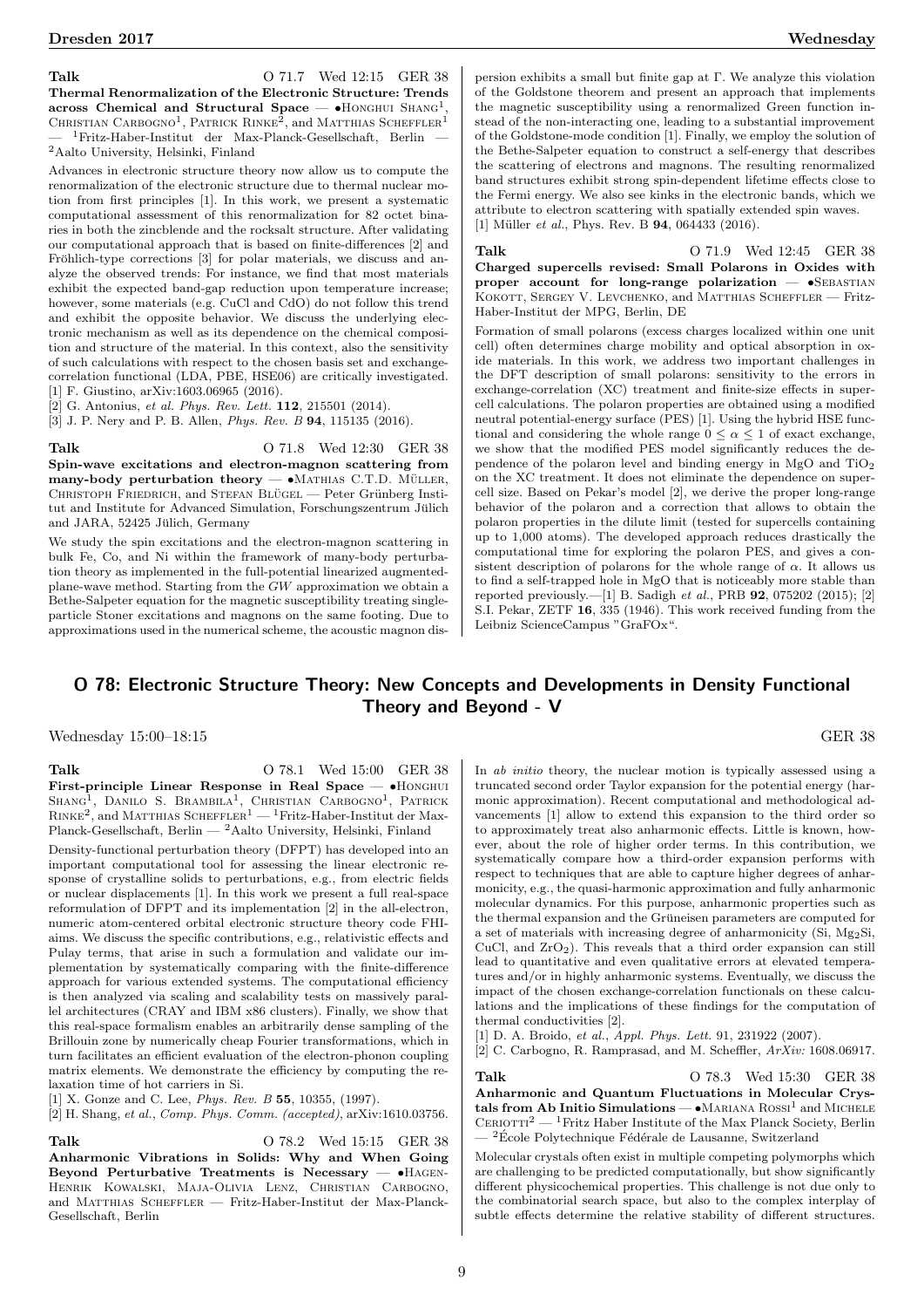**Talk** O 71.7 Wed 12:15 GER 38

**Thermal Renormalization of the Electronic Structure: Trends across Chemical and Structural Space** — •Honghui Shang[1], Christian Carbogno[1], Patrick Rinke[2], and Matthias Scheffler[1] — [1]Fritz-Haber-Institut der Max-Planck-Gesellschaft, Berlin — [2]Aalto University, Helsinki, Finland

Advances in electronic structure theory now allow us to compute the renormalization of the electronic structure due to thermal nuclear motion from first principles [1]. In this work, we present a systematic computational assessment of this renormalization for 82 octet binaries in both the zincblende and the rocksalt structure. After validating our computational approach that is based on finite-differences [2] and Fröhlich-type corrections [3] for polar materials, we discuss and analyze the observed trends: For instance, we find that most materials exhibit the expected band-gap reduction upon temperature increase; however, some materials (e.g. CuCl and CdO) do not follow this trend and exhibit the opposite behavior. We discuss the underlying electronic mechanism as well as its dependence on the chemical composition and structure of the material. In this context, also the sensitivity of such calculations with respect to the chosen basis set and exchange-correlation functional (LDA, PBE, HSE06) are critically investigated.
[1] F. Giustino, arXiv:1603.06965 (2016).
[2] G. Antonius, *et al. Phys. Rev. Lett.* **112**, 215501 (2014).
[3] J. P. Nery and P. B. Allen, *Phys. Rev. B* **94**, 115135 (2016).

**Talk** O 71.8 Wed 12:30 GER 38

**Spin-wave excitations and electron-magnon scattering from many-body perturbation theory** — •Mathias C.T.D. Müller, Christoph Friedrich, and Stefan Blügel — Peter Grünberg Institut and Institute for Advanced Simulation, Forschungszentrum Jülich and JARA, 52425 Jülich, Germany

We study the spin excitations and the electron-magnon scattering in bulk Fe, Co, and Ni within the framework of many-body perturbation theory as implemented in the full-potential linearized augmented-plane-wave method. Starting from the *GW* approximation we obtain a Bethe-Salpeter equation for the magnetic susceptibility treating single-particle Stoner excitations and magnons on the same footing. Due to approximations used in the numerical scheme, the acoustic magnon dispersion exhibits a small but finite gap at Γ. We analyze this violation of the Goldstone theorem and present an approach that implements the magnetic susceptibility using a renormalized Green function instead of the non-interacting one, leading to a substantial improvement of the Goldstone-mode condition [1]. Finally, we employ the solution of the Bethe-Salpeter equation to construct a self-energy that describes the scattering of electrons and magnons. The resulting renormalized band structures exhibit strong spin-dependent lifetime effects close to the Fermi energy. We also see kinks in the electronic bands, which we attribute to electron scattering with spatially extended spin waves.
[1] Müller *et al.*, Phys. Rev. B **94**, 064433 (2016).

**Talk** O 71.9 Wed 12:45 GER 38

**Charged supercells revised: Small Polarons in Oxides with proper account for long-range polarization** — •Sebastian Kokott, Sergey V. Levchenko, and Matthias Scheffler — Fritz-Haber-Institut der MPG, Berlin, DE

Formation of small polarons (excess charges localized within one unit cell) often determines charge mobility and optical absorption in oxide materials. In this work, we address two important challenges in the DFT description of small polarons: sensitivity to the errors in exchange-correlation (XC) treatment and finite-size effects in supercell calculations. The polaron properties are obtained using a modified neutral potential-energy surface (PES) [1]. Using the hybrid HSE functional and considering the whole range $0 \le \alpha \le 1$ of exact exchange, we show that the modified PES model significantly reduces the dependence of the polaron level and binding energy in MgO and $TiO_2$ on the XC treatment. It does not eliminate the dependence on supercell size. Based on Pekar's model [2], we derive the proper long-range behavior of the polaron and a correction that allows to obtain the polaron properties in the dilute limit (tested for supercells containing up to 1,000 atoms). The developed approach reduces drastically the computational time for exploring the polaron PES, and gives a consistent description of polarons for the whole range of $\alpha$. It allows us to find a self-trapped hole in MgO that is noticeably more stable than reported previously.—[1] B. Sadigh *et al.*, PRB **92**, 075202 (2015); [2] S.I. Pekar, ZETF **16**, 335 (1946). This work received funding from the Leibniz ScienceCampus "GraFOx".

## O 78: Electronic Structure Theory: New Concepts and Developments in Density Functional Theory and Beyond - V

Wednesday 15:00–18:15 GER 38

**Talk** O 78.1 Wed 15:00 GER 38

**First-principle Linear Response in Real Space** — •Honghui Shang[1], Danilo S. Brambila[1], Christian Carbogno[1], Patrick Rinke[2], and Matthias Scheffler[1] — [1]Fritz-Haber-Institut der Max-Planck-Gesellschaft, Berlin — [2]Aalto University, Helsinki, Finland

Density-functional perturbation theory (DFPT) has developed into an important computational tool for assessing the linear electronic response of crystalline solids to perturbations, e.g., from electric fields or nuclear displacements [1]. In this work we present a full real-space reformulation of DFPT and its implementation [2] in the all-electron, numeric atom-centered orbital electronic structure theory code FHI-aims. We discuss the specific contributions, e.g., relativistic effects and Pulay terms, that arise in such a formulation and validate our implementation by systematically comparing with the finite-difference approach for various extended systems. The computational efficiency is then analyzed via scaling and scalability tests on massively parallel architectures (CRAY and IBM x86 clusters). Finally, we show that this real-space formalism enables an arbitrarily dense sampling of the Brillouin zone by numerically cheap Fourier transformations, which in turn facilitates an efficient evaluation of the electron-phonon coupling matrix elements. We demonstrate the efficiency by computing the relaxation time of hot carriers in Si.
[1] X. Gonze and C. Lee, *Phys. Rev. B* **55**, 10355, (1997).
[2] H. Shang, *et al.*, *Comp. Phys. Comm. (accepted)*, arXiv:1610.03756.

**Talk** O 78.2 Wed 15:15 GER 38

**Anharmonic Vibrations in Solids: Why and When Going Beyond Perturbative Treatments is Necessary** — •Hagen-Henrik Kowalski, Maja-Olivia Lenz, Christian Carbogno, and Matthias Scheffler — Fritz-Haber-Institut der Max-Planck-Gesellschaft, Berlin

In *ab initio* theory, the nuclear motion is typically assessed using a truncated second order Taylor expansion for the potential energy (harmonic approximation). Recent computational and methodological advancements [1] allow to extend this expansion to the third order so to approximately treat also anharmonic effects. Little is known, however, about the role of higher order terms. In this contribution, we systematically compare how a third-order expansion performs with respect to techniques that are able to capture higher degrees of anharmonicity, e.g., the quasi-harmonic approximation and fully anharmonic molecular dynamics. For this purpose, anharmonic properties such as the thermal expansion and the Grüneisen parameters are computed for a set of materials with increasing degree of anharmonicity (Si, $Mg_2Si$, CuCl, and $ZrO_2$). This reveals that a third order expansion can still lead to quantitative and even qualitative errors at elevated temperatures and/or in highly anharmonic systems. Eventually, we discuss the impact of the chosen exchange-correlation functionals on these calculations and the implications of these findings for the computation of thermal conductivities [2].
[1] D. A. Broido, *et al.*, *Appl. Phys. Lett.* 91, 231922 (2007).
[2] C. Carbogno, R. Ramprasad, and M. Scheffler, *ArXiv:* 1608.06917.

**Talk** O 78.3 Wed 15:30 GER 38

**Anharmonic and Quantum Fluctuations in Molecular Crystals from Ab Initio Simulations** — •Mariana Rossi[1] and Michele Ceriotti[2] — [1]Fritz Haber Institute of the Max Planck Society, Berlin — [2]École Polytechnique Fédérale de Lausanne, Switzerland

Molecular crystals often exist in multiple competing polymorphs which are challenging to be predicted computationally, but show significantly different physicochemical properties. This challenge is not due only to the combinatorial search space, but also to the complex interplay of subtle effects determine the relative stability of different structures.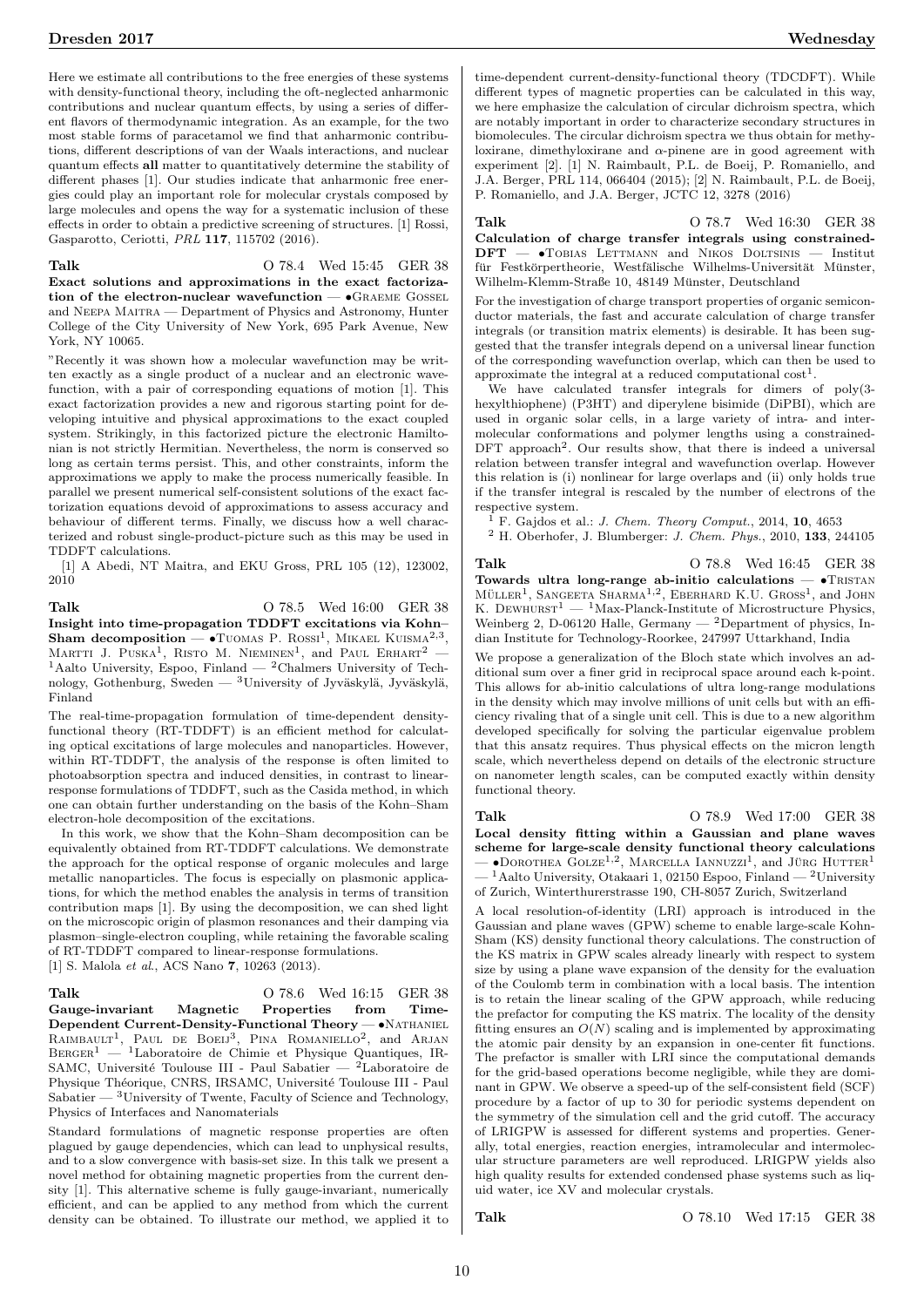Here we estimate all contributions to the free energies of these systems with density-functional theory, including the oft-neglected anharmonic contributions and nuclear quantum effects, by using a series of different flavors of thermodynamic integration. As an example, for the two most stable forms of paracetamol we find that anharmonic contributions, different descriptions of van der Waals interactions, and nuclear quantum effects **all** matter to quantitatively determine the stability of different phases [1]. Our studies indicate that anharmonic free energies could play an important role for molecular crystals composed by large molecules and opens the way for a systematic inclusion of these effects in order to obtain a predictive screening of structures. [1] Rossi, Gasparotto, Ceriotti, *PRL* **117**, 115702 (2016).

**Talk** O 78.4 Wed 15:45 GER 38

**Exact solutions and approximations in the exact factorization of the electron-nuclear wavefunction** — •Graeme Gossel and Neepa Maitra — Department of Physics and Astronomy, Hunter College of the City University of New York, 695 Park Avenue, New York, NY 10065.

"Recently it was shown how a molecular wavefunction may be written exactly as a single product of a nuclear and an electronic wavefunction, with a pair of corresponding equations of motion [1]. This exact factorization provides a new and rigorous starting point for developing intuitive and physical approximations to the exact coupled system. Strikingly, in this factorized picture the electronic Hamiltonian is not strictly Hermitian. Nevertheless, the norm is conserved so long as certain terms persist. This, and other constraints, inform the approximations we apply to make the process numerically feasible. In parallel we present numerical self-consistent solutions of the exact factorization equations devoid of approximations to assess accuracy and behaviour of different terms. Finally, we discuss how a well characterized and robust single-product-picture such as this may be used in TDDFT calculations.

[1] A Abedi, NT Maitra, and EKU Gross, PRL 105 (12), 123002, 2010

**Talk** O 78.5 Wed 16:00 GER 38

**Insight into time-propagation TDDFT excitations via Kohn–Sham decomposition** — •Tuomas P. Rossi[1], Mikael Kuisma[2,3], Martti J. Puska[1], Risto M. Nieminen[1], and Paul Erhart[2] — [1]Aalto University, Espoo, Finland — [2]Chalmers University of Technology, Gothenburg, Sweden — [3]University of Jyväskylä, Jyväskylä, Finland

The real-time-propagation formulation of time-dependent density-functional theory (RT-TDDFT) is an efficient method for calculating optical excitations of large molecules and nanoparticles. However, within RT-TDDFT, the analysis of the response is often limited to photoabsorption spectra and induced densities, in contrast to linear-response formulations of TDDFT, such as the Casida method, in which one can obtain further understanding on the basis of the Kohn–Sham electron-hole decomposition of the excitations.

In this work, we show that the Kohn–Sham decomposition can be equivalently obtained from RT-TDDFT calculations. We demonstrate the approach for the optical response of organic molecules and large metallic nanoparticles. The focus is especially on plasmonic applications, for which the method enables the analysis in terms of transition contribution maps [1]. By using the decomposition, we can shed light on the microscopic origin of plasmon resonances and their damping via plasmon–single-electron coupling, while retaining the favorable scaling of RT-TDDFT compared to linear-response formulations.

[1] S. Malola *et al.*, ACS Nano **7**, 10263 (2013).

**Talk** O 78.6 Wed 16:15 GER 38

**Gauge-invariant Magnetic Properties from Time-Dependent Current-Density-Functional Theory** — •Nathaniel Raimbault[1], Paul de Boeij[3], Pina Romaniello[2], and Arjan Berger[1] — [1]Laboratoire de Chimie et Physique Quantiques, IRSAMC, Université Toulouse III - Paul Sabatier — [2]Laboratoire de Physique Théorique, CNRS, IRSAMC, Université Toulouse III - Paul Sabatier — [3]University of Twente, Faculty of Science and Technology, Physics of Interfaces and Nanomaterials

Standard formulations of magnetic response properties are often plagued by gauge dependencies, which can lead to unphysical results, and to a slow convergence with basis-set size. In this talk we present a novel method for obtaining magnetic properties from the current density [1]. This alternative scheme is fully gauge-invariant, numerically efficient, and can be applied to any method from which the current density can be obtained. To illustrate our method, we applied it to time-dependent current-density-functional theory (TDCDFT). While different types of magnetic properties can be calculated in this way, we here emphasize the calculation of circular dichroism spectra, which are notably important in order to characterize secondary structures in biomolecules. The circular dichroism spectra we thus obtain for methyloxirane, dimethyloxirane and $\alpha$-pinene are in good agreement with experiment [2]. [1] N. Raimbault, P.L. de Boeij, P. Romaniello, and J.A. Berger, PRL 114, 066404 (2015); [2] N. Raimbault, P.L. de Boeij, P. Romaniello, and J.A. Berger, JCTC 12, 3278 (2016)

**Talk** O 78.7 Wed 16:30 GER 38

**Calculation of charge transfer integrals using constrained-DFT** — •Tobias Lettmann and Nikos Doltsinis — Institut für Festkörpertheorie, Westfälische Wilhelms-Universität Münster, Wilhelm-Klemm-Straße 10, 48149 Münster, Deutschland

For the investigation of charge transport properties of organic semiconductor materials, the fast and accurate calculation of charge transfer integrals (or transition matrix elements) is desirable. It has been suggested that the transfer integrals depend on a universal linear function of the corresponding wavefunction overlap, which can then be used to approximate the integral at a reduced computational cost[1].

We have calculated transfer integrals for dimers of poly(3-hexylthiophene) (P3HT) and diperylene bisimide (DiPBI), which are used in organic solar cells, in a large variety of intra- and intermolecular conformations and polymer lengths using a constrained-DFT approach[2]. Our results show, that there is indeed a universal relation between transfer integral and wavefunction overlap. However this relation is (i) nonlinear for large overlaps and (ii) only holds true if the transfer integral is rescaled by the number of electrons of the respective system.

[1] F. Gajdos et al.: *J. Chem. Theory Comput.*, 2014, **10**, 4653
[2] H. Oberhofer, J. Blumberger: *J. Chem. Phys.*, 2010, **133**, 244105

**Talk** O 78.8 Wed 16:45 GER 38

**Towards ultra long-range ab-initio calculations** — •Tristan Müller[1], Sangeeta Sharma[1,2], Eberhard K.U. Gross[1], and John K. Dewhurst[1] — [1]Max-Planck-Institute of Microstructure Physics, Weinberg 2, D-06120 Halle, Germany — [2]Department of physics, Indian Institute for Technology-Roorkee, 247997 Uttarkhand, India

We propose a generalization of the Bloch state which involves an additional sum over a finer grid in reciprocal space around each k-point. This allows for ab-initio calculations of ultra long-range modulations in the density which may involve millions of unit cells but with an efficiency rivaling that of a single unit cell. This is due to a new algorithm developed specifically for solving the particular eigenvalue problem that this ansatz requires. Thus physical effects on the micron length scale, which nevertheless depend on details of the electronic structure on nanometer length scales, can be computed exactly within density functional theory.

**Talk** O 78.9 Wed 17:00 GER 38

**Local density fitting within a Gaussian and plane waves scheme for large-scale density functional theory calculations** — •Dorothea Golze[1,2], Marcella Iannuzzi[1], and Jürg Hutter[1] — [1]Aalto University, Otakaari 1, 02150 Espoo, Finland — [2]University of Zurich, Winterthurerstrasse 190, CH-8057 Zurich, Switzerland

A local resolution-of-identity (LRI) approach is introduced in the Gaussian and plane waves (GPW) scheme to enable large-scale Kohn-Sham (KS) density functional theory calculations. The construction of the KS matrix in GPW scales already linearly with respect to system size by using a plane wave expansion of the density for the evaluation of the Coulomb term in combination with a local basis. The intention is to retain the linear scaling of the GPW approach, while reducing the prefactor for computing the KS matrix. The locality of the density fitting ensures an $O(N)$ scaling and is implemented by approximating the atomic pair density by an expansion in one-center fit functions. The prefactor is smaller with LRI since the computational demands for the grid-based operations become negligible, while they are dominant in GPW. We observe a speed-up of the self-consistent field (SCF) procedure by a factor of up to 30 for periodic systems dependent on the symmetry of the simulation cell and the grid cutoff. The accuracy of LRIGPW is assessed for different systems and properties. Generally, total energies, reaction energies, intramolecular and intermolecular structure parameters are well reproduced. LRIGPW yields also high quality results for extended condensed phase systems such as liquid water, ice XV and molecular crystals.

**Talk** O 78.10 Wed 17:15 GER 38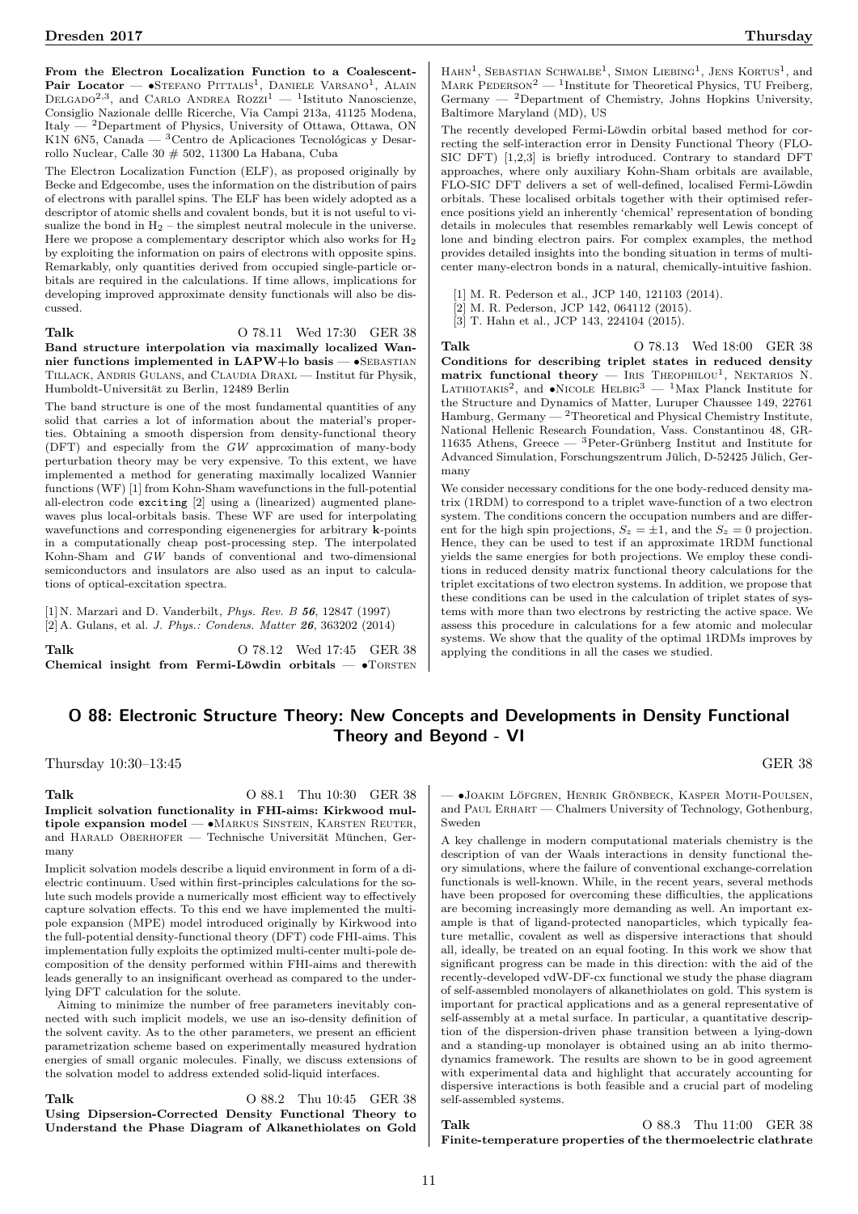**From the Electron Localization Function to a Coalescent-Pair Locator** — •Stefano Pittalis[1], Daniele Varsano[1], Alain Delgado[2,3], and Carlo Andrea Rozzi[1] — [1]Istituto Nanoscienze, Consiglio Nazionale dellle Ricerche, Via Campi 213a, 41125 Modena, Italy — [2]Department of Physics, University of Ottawa, Ottawa, ON K1N 6N5, Canada — [3]Centro de Aplicaciones Tecnológicas y Desarrollo Nuclear, Calle 30 # 502, 11300 La Habana, Cuba

The Electron Localization Function (ELF), as proposed originally by Becke and Edgecombe, uses the information on the distribution of pairs of electrons with parallel spins. The ELF has been widely adopted as a descriptor of atomic shells and covalent bonds, but it is not useful to visualize the bond in $H_2$ – the simplest neutral molecule in the universe. Here we propose a complementary descriptor which also works for $H_2$ by exploiting the information on pairs of electrons with opposite spins. Remarkably, only quantities derived from occupied single-particle orbitals are required in the calculations. If time allows, implications for developing improved approximate density functionals will also be discussed.

**Talk** O 78.11 Wed 17:30 GER 38
**Band structure interpolation via maximally localized Wannier functions implemented in LAPW+lo basis** — •Sebastian Tillack, Andris Gulans, and Claudia Draxl — Institut für Physik, Humboldt-Universität zu Berlin, 12489 Berlin

The band structure is one of the most fundamental quantities of any solid that carries a lot of information about the material's properties. Obtaining a smooth dispersion from density-functional theory (DFT) and especially from the $GW$ approximation of many-body perturbation theory may be very expensive. To this extent, we have implemented a method for generating maximally localized Wannier functions (WF) [1] from Kohn-Sham wavefunctions in the full-potential all-electron code `exciting` [2] using a (linearized) augmented planewaves plus local-orbitals basis. These WF are used for interpolating wavefunctions and corresponding eigenenergies for arbitrary **k**-points in a computationally cheap post-processing step. The interpolated Kohn-Sham and $GW$ bands of conventional and two-dimensional semiconductors and insulators are also used as an input to calculations of optical-excitation spectra.

[1] N. Marzari and D. Vanderbilt, *Phys. Rev. B* ***56***, 12847 (1997)
[2] A. Gulans, et al. *J. Phys.: Condens. Matter* ***26***, 363202 (2014)

**Talk** O 78.12 Wed 17:45 GER 38
**Chemical insight from Fermi-Löwdin orbitals** — •Torsten Hahn[1], Sebastian Schwalbe[1], Simon Liebing[1], Jens Kortus[1], and Mark Pederson[2] — [1]Institute for Theoretical Physics, TU Freiberg, Germany — [2]Department of Chemistry, Johns Hopkins University, Baltimore Maryland (MD), US

The recently developed Fermi-Löwdin orbital based method for correcting the self-interaction error in Density Functional Theory (FLO-SIC DFT) [1,2,3] is briefly introduced. Contrary to standard DFT approaches, where only auxiliary Kohn-Sham orbitals are available, FLO-SIC DFT delivers a set of well-defined, localised Fermi-Löwdin orbitals. These localised orbitals together with their optimised reference positions yield an inherently 'chemical' representation of bonding details in molecules that resembles remarkably well Lewis concept of lone and binding electron pairs. For complex examples, the method provides detailed insights into the bonding situation in terms of multicenter many-electron bonds in a natural, chemically-intuitive fashion.

[1] M. R. Pederson et al., JCP 140, 121103 (2014).
[2] M. R. Pederson, JCP 142, 064112 (2015).
[3] T. Hahn et al., JCP 143, 224104 (2015).

**Talk** O 78.13 Wed 18:00 GER 38
**Conditions for describing triplet states in reduced density matrix functional theory** — Iris Theophilou[1], Nektarios N. Lathiotakis[2], and •Nicole Helbig[3] — [1]Max Planck Institute for the Structure and Dynamics of Matter, Luruper Chaussee 149, 22761 Hamburg, Germany — [2]Theoretical and Physical Chemistry Institute, National Hellenic Research Foundation, Vass. Constantinou 48, GR-11635 Athens, Greece — [3]Peter-Grünberg Institut and Institute for Advanced Simulation, Forschungszentrum Jülich, D-52425 Jülich, Germany

We consider necessary conditions for the one body-reduced density matrix (1RDM) to correspond to a triplet wave-function of a two electron system. The conditions concern the occupation numbers and are different for the high spin projections, $S_z = \pm 1$, and the $S_z = 0$ projection. Hence, they can be used to test if an approximate 1RDM functional yields the same energies for both projections. We employ these conditions in reduced density matrix functional theory calculations for the triplet excitations of two electron systems. In addition, we propose that these conditions can be used in the calculation of triplet states of systems with more than two electrons by restricting the active space. We assess this procedure in calculations for a few atomic and molecular systems. We show that the quality of the optimal 1RDMs improves by applying the conditions in all the cases we studied.

## O 88: Electronic Structure Theory: New Concepts and Developments in Density Functional Theory and Beyond - VI

Thursday 10:30–13:45 GER 38

**Talk** O 88.1 Thu 10:30 GER 38
**Implicit solvation functionality in FHI-aims: Kirkwood multipole expansion model** — •Markus Sinstein, Karsten Reuter, and Harald Oberhofer — Technische Universität München, Germany

Implicit solvation models describe a liquid environment in form of a dielectric continuum. Used within first-principles calculations for the solute such models provide a numerically most efficient way to effectively capture solvation effects. To this end we have implemented the multipole expansion (MPE) model introduced originally by Kirkwood into the full-potential density-functional theory (DFT) code FHI-aims. This implementation fully exploits the optimized multi-center multi-pole decomposition of the density performed within FHI-aims and therewith leads generally to an insignificant overhead as compared to the underlying DFT calculation for the solute.

Aiming to minimize the number of free parameters inevitably connected with such implicit models, we use an iso-density definition of the solvent cavity. As to the other parameters, we present an efficient parametrization scheme based on experimentally measured hydration energies of small organic molecules. Finally, we discuss extensions of the solvation model to address extended solid-liquid interfaces.

**Talk** O 88.2 Thu 10:45 GER 38
**Using Dipsersion-Corrected Density Functional Theory to Understand the Phase Diagram of Alkanethiolates on Gold** — •Joakim Löfgren, Henrik Grönbeck, Kasper Moth-Poulsen, and Paul Erhart — Chalmers University of Technology, Gothenburg, Sweden

A key challenge in modern computational materials chemistry is the description of van der Waals interactions in density functional theory simulations, where the failure of conventional exchange-correlation functionals is well-known. While, in the recent years, several methods have been proposed for overcoming these difficulties, the applications are becoming increasingly more demanding as well. An important example is that of ligand-protected nanoparticles, which typically feature metallic, covalent as well as dispersive interactions that should all, ideally, be treated on an equal footing. In this work we show that significant progress can be made in this direction: with the aid of the recently-developed vdW-DF-cx functional we study the phase diagram of self-assembled monolayers of alkanethiolates on gold. This system is important for practical applications and as a general representative of self-assembly at a metal surface. In particular, a quantitative description of the dispersion-driven phase transition between a lying-down and a standing-up monolayer is obtained using an ab initio thermodynamics framework. The results are shown to be in good agreement with experimental data and highlight that accurately accounting for dispersive interactions is both feasible and a crucial part of modeling self-assembled systems.

**Talk** O 88.3 Thu 11:00 GER 38
**Finite-temperature properties of the thermoelectric clathrate**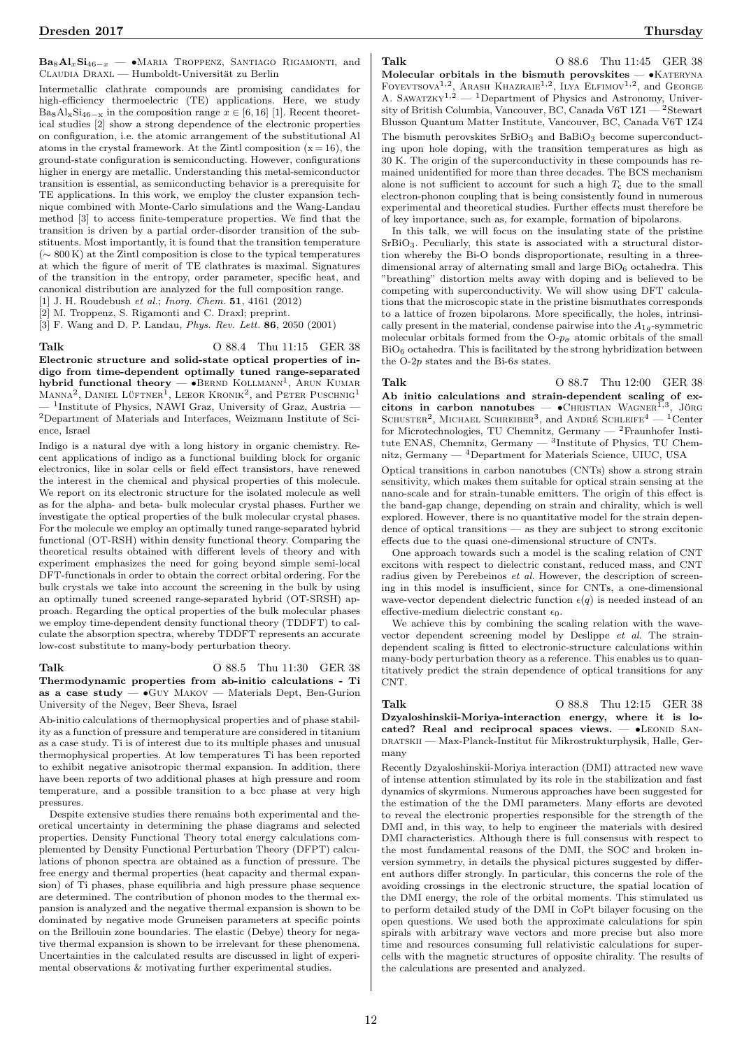**$Ba_8Al_xSi_{46-x}$** — •Maria Troppenz, Santiago Rigamonti, and Claudia Draxl — Humboldt-Universität zu Berlin

Intermetallic clathrate compounds are promising candidates for high-efficiency thermoelectric (TE) applications. Here, we study $Ba_8Al_xSi_{46-x}$ in the composition range $x \in [6, 16]$ [1]. Recent theoretical studies [2] show a strong dependence of the electronic properties on configuration, i.e. the atomic arrangement of the substitutional Al atoms in the crystal framework. At the Zintl composition ($x = 16$), the ground-state configuration is semiconducting. However, configurations higher in energy are metallic. Understanding this metal-semiconductor transition is essential, as semiconducting behavior is a prerequisite for TE applications. In this work, we employ the cluster expansion technique combined with Monte-Carlo simulations and the Wang-Landau method [3] to access finite-temperature properties. We find that the transition is driven by a partial order-disorder transition of the substituents. Most importantly, it is found that the transition temperature ($\sim 800$ K) at the Zintl composition is close to the typical temperatures at which the figure of merit of TE clathrates is maximal. Signatures of the transition in the entropy, order parameter, specific heat, and canonical distribution are analyzed for the full composition range.

[1] J. H. Roudebush *et al.*; *Inorg. Chem.* **51**, 4161 (2012)
[2] M. Troppenz, S. Rigamonti and C. Draxl; preprint.
[3] F. Wang and D. P. Landau, *Phys. Rev. Lett.* **86**, 2050 (2001)

**Talk** O 88.4 Thu 11:15 GER 38

**Electronic structure and solid-state optical properties of indigo from time-dependent optimally tuned range-separated hybrid functional theory** — •Bernd Kollmann[1], Arun Kumar Manna[2], Daniel Lüftner[1], Leeor Kronik[2], and Peter Puschnig[1] — [1]Institute of Physics, NAWI Graz, University of Graz, Austria — [2]Department of Materials and Interfaces, Weizmann Institute of Science, Israel

Indigo is a natural dye with a long history in organic chemistry. Recent applications of indigo as a functional building block for organic electronics, like in solar cells or field effect transistors, have renewed the interest in the chemical and physical properties of this molecule. We report on its electronic structure for the isolated molecule as well as for the alpha- and beta- bulk molecular crystal phases. Further we investigate the optical properties of the bulk molecular crystal phases. For the molecule we employ an optimally tuned range-separated hybrid functional (OT-RSH) within density functional theory. Comparing the theoretical results obtained with different levels of theory and with experiment emphasizes the need for going beyond simple semi-local DFT-functionals in order to obtain the correct orbital ordering. For the bulk crystals we take into account the screening in the bulk by using an optimally tuned screened range-separated hybrid (OT-SRSH) approach. Regarding the optical properties of the bulk molecular phases we employ time-dependent density functional theory (TDDFT) to calculate the absorption spectra, whereby TDDFT represents an accurate low-cost substitute to many-body perturbation theory.

**Talk** O 88.5 Thu 11:30 GER 38

**Thermodynamic properties from ab-initio calculations - Ti as a case study** — •Guy Makov — Materials Dept, Ben-Gurion University of the Negev, Beer Sheva, Israel

Ab-initio calculations of thermophysical properties and of phase stability as a function of pressure and temperature are considered in titanium as a case study. Ti is of interest due to its multiple phases and unusual thermophysical properties. At low temperatures Ti has been reported to exhibit negative anisotropic thermal expansion. In addition, there have been reports of two additional phases at high pressure and room temperature, and a possible transition to a bcc phase at very high pressures.

Despite extensive studies there remains both experimental and theoretical uncertainty in determining the phase diagrams and selected properties. Density Functional Theory total energy calculations complemented by Density Functional Perturbation Theory (DFPT) calculations of phonon spectra are obtained as a function of pressure. The free energy and thermal properties (heat capacity and thermal expansion) of Ti phases, phase equilibria and high pressure phase sequence are determined. The contribution of phonon modes to the thermal expansion is analyzed and the negative thermal expansion is shown to be dominated by negative mode Gruneisen parameters at specific points on the Brillouin zone boundaries. The elastic (Debye) theory for negative thermal expansion is shown to be irrelevant for these phenomena. Uncertainties in the calculated results are discussed in light of experimental observations & motivating further experimental studies.

**Talk** O 88.6 Thu 11:45 GER 38

**Molecular orbitals in the bismuth perovskites** — •Kateryna Foyevtsova[1,2], Arash Khazraie[1,2], Ilya Elfimov[1,2], and George A. Sawatzky[1,2] — [1]Department of Physics and Astronomy, University of British Columbia, Vancouver, BC, Canada V6T 1Z1 — [2]Stewart Blusson Quantum Matter Institute, Vancouver, BC, Canada V6T 1Z4

The bismuth perovskites $SrBiO_3$ and $BaBiO_3$ become superconducting upon hole doping, with the transition temperatures as high as 30 K. The origin of the superconductivity in these compounds has remained unidentified for more than three decades. The BCS mechanism alone is not sufficient to account for such a high $T_c$ due to the small electron-phonon coupling that is being consistently found in numerous experimental and theoretical studies. Further effects must therefore be of key importance, such as, for example, formation of bipolarons.

In this talk, we will focus on the insulating state of the pristine $SrBiO_3$. Peculiarly, this state is associated with a structural distortion whereby the Bi-O bonds disproportionate, resulting in a three-dimensional array of alternating small and large $BiO_6$ octahedra. This "breathing" distortion melts away with doping and is believed to be competing with superconductivity. We will show using DFT calculations that the microscopic state in the pristine bismuthates corresponds to a lattice of frozen bipolarons. More specifically, the holes, intrinsically present in the material, condense pairwise into the $A_{1g}$-symmetric molecular orbitals formed from the O-$p_\sigma$ atomic orbitals of the small $BiO_6$ octahedra. This is facilitated by the strong hybridization between the O-2$p$ states and the Bi-6$s$ states.

**Talk** O 88.7 Thu 12:00 GER 38

**Ab initio calculations and strain-dependent scaling of excitons in carbon nanotubes** — •Christian Wagner[1,3], Jörg Schuster[2], Michael Schreiber[3], and André Schleife[4] — [1]Center for Microtechnologies, TU Chemnitz, Germany — [2]Fraunhofer Institute ENAS, Chemnitz, Germany — [3]Institute of Physics, TU Chemnitz, Germany — [4]Department for Materials Science, UIUC, USA

Optical transitions in carbon nanotubes (CNTs) show a strong strain sensitivity, which makes them suitable for optical strain sensing at the nano-scale and for strain-tunable emitters. The origin of this effect is the band-gap change, depending on strain and chirality, which is well explored. However, there is no quantitative model for the strain dependence of optical transitions — as they are subject to strong excitonic effects due to the quasi one-dimensional structure of CNTs.

One approach towards such a model is the scaling relation of CNT excitons with respect to dielectric constant, reduced mass, and CNT radius given by Perebeinos *et al.* However, the description of screening in this model is insufficient, since for CNTs, a one-dimensional wave-vector dependent dielectric function $\epsilon(q)$ is needed instead of an effective-medium dielectric constant $\epsilon_0$.

We achieve this by combining the scaling relation with the wave-vector dependent screening model by Deslippe *et al.* The strain-dependent scaling is fitted to electronic-structure calculations within many-body perturbation theory as a reference. This enables us to quantitatively predict the strain dependence of optical transitions for any CNT.

**Talk** O 88.8 Thu 12:15 GER 38

**Dzyaloshinskii-Moriya-interaction energy, where it is located? Real and reciprocal spaces views.** — •Leonid Sandratskii — Max-Planck-Institut für Mikrostrukturphysik, Halle, Germany

Recently Dzyaloshinskii-Moriya interaction (DMI) attracted new wave of intense attention stimulated by its role in the stabilization and fast dynamics of skyrmions. Numerous approaches have been suggested for the estimation of the the DMI parameters. Many efforts are devoted to reveal the electronic properties responsible for the strength of the DMI and, in this way, to help to engineer the materials with desired DMI characteristics. Although there is full consensus with respect to the most fundamental reasons of the DMI, the SOC and broken inversion symmetry, in details the physical pictures suggested by different authors differ strongly. In particular, this concerns the role of the avoiding crossings in the electronic structure, the spatial location of the DMI energy, the role of the orbital moments. This stimulated us to perform detailed study of the DMI in CoPt bilayer focusing on the open questions. We used both the approximate calculations for spin spirals with arbitrary wave vectors and more precise but also more time and resources consuming full relativistic calculations for supercells with the magnetic structures of opposite chirality. The results of the calculations are presented and analyzed.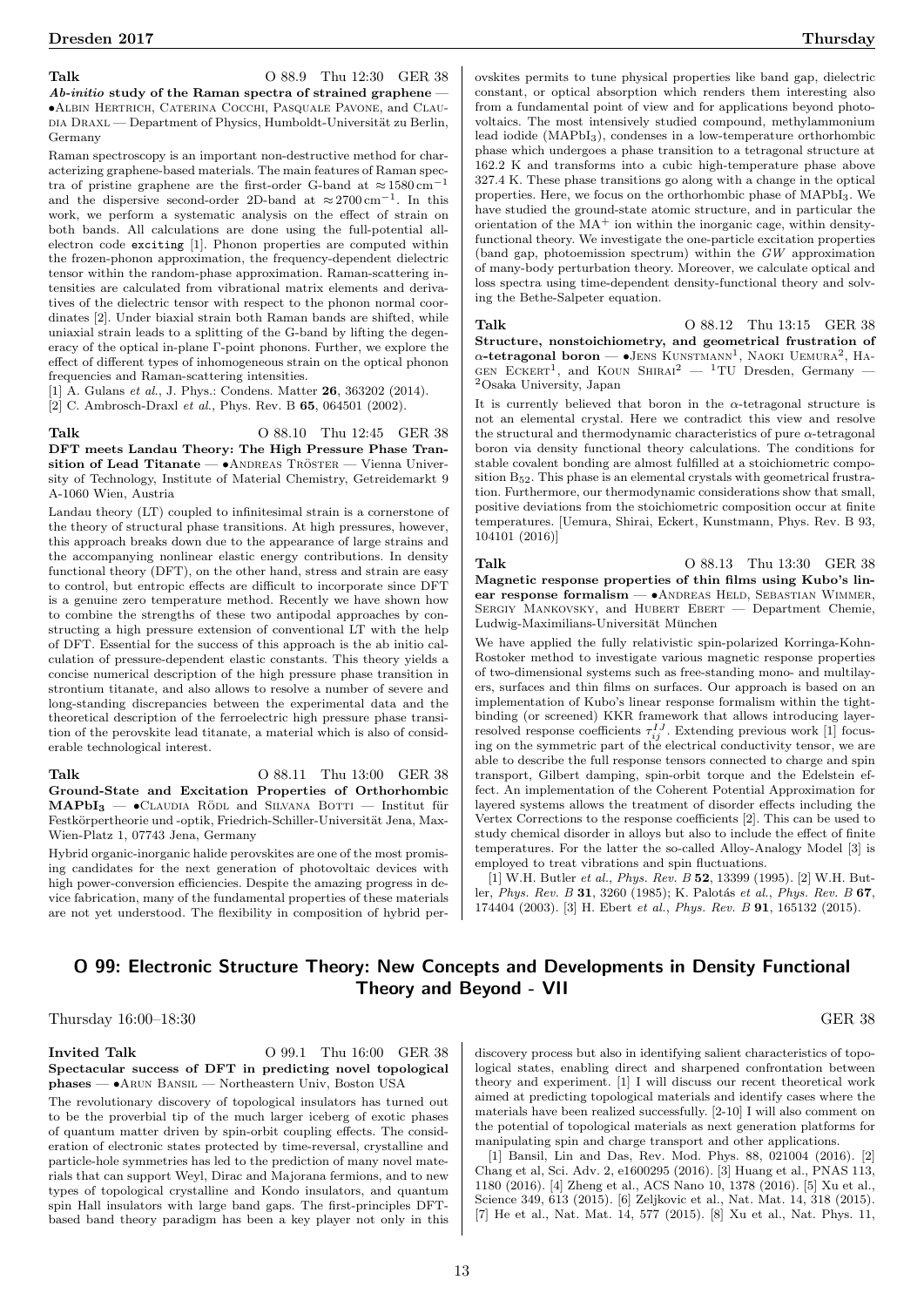**Talk** O 88.9 Thu 12:30 GER 38

***Ab-initio* study of the Raman spectra of strained graphene** — •Albin Hertrich, Caterina Cocchi, Pasquale Pavone, and Claudia Draxl — Department of Physics, Humboldt-Universität zu Berlin, Germany

Raman spectroscopy is an important non-destructive method for characterizing graphene-based materials. The main features of Raman spectra of pristine graphene are the first-order G-band at $\approx 1580\,\mathrm{cm}^{-1}$ and the dispersive second-order 2D-band at $\approx 2700\,\mathrm{cm}^{-1}$. In this work, we perform a systematic analysis on the effect of strain on both bands. All calculations are done using the full-potential all-electron code `exciting` [1]. Phonon properties are computed within the frozen-phonon approximation, the frequency-dependent dielectric tensor within the random-phase approximation. Raman-scattering intensities are calculated from vibrational matrix elements and derivatives of the dielectric tensor with respect to the phonon normal coordinates [2]. Under biaxial strain both Raman bands are shifted, while uniaxial strain leads to a splitting of the G-band by lifting the degeneracy of the optical in-plane Γ-point phonons. Further, we explore the effect of different types of inhomogeneous strain on the optical phonon frequencies and Raman-scattering intensities.

[1] A. Gulans *et al.*, J. Phys.: Condens. Matter **26**, 363202 (2014).
[2] C. Ambrosch-Draxl *et al.*, Phys. Rev. B **65**, 064501 (2002).

**Talk** O 88.10 Thu 12:45 GER 38

**DFT meets Landau Theory: The High Pressure Phase Transition of Lead Titanate** — •Andreas Tröster — Vienna University of Technology, Institute of Material Chemistry, Getreidemarkt 9 A-1060 Wien, Austria

Landau theory (LT) coupled to infinitesimal strain is a cornerstone of the theory of structural phase transitions. At high pressures, however, this approach breaks down due to the appearance of large strains and the accompanying nonlinear elastic energy contributions. In density functional theory (DFT), on the other hand, stress and strain are easy to control, but entropic effects are difficult to incorporate since DFT is a genuine zero temperature method. Recently we have shown how to combine the strengths of these two antipodal approaches by constructing a high pressure extension of conventional LT with the help of DFT. Essential for the success of this approach is the ab initio calculation of pressure-dependent elastic constants. This theory yields a concise numerical description of the high pressure phase transition in strontium titanate, and also allows to resolve a number of severe and long-standing discrepancies between the experimental data and the theoretical description of the ferroelectric high pressure phase transition of the perovskite lead titanate, a material which is also of considerable technological interest.

**Talk** O 88.11 Thu 13:00 GER 38

**Ground-State and Excitation Properties of Orthorhombic $\mathbf{MAPbI_3}$** — •Claudia Rödl and Silvana Botti — Institut für Festkörpertheorie und -optik, Friedrich-Schiller-Universität Jena, Max-Wien-Platz 1, 07743 Jena, Germany

Hybrid organic-inorganic halide perovskites are one of the most promising candidates for the next generation of photovoltaic devices with high power-conversion efficiencies. Despite the amazing progress in device fabrication, many of the fundamental properties of these materials are not yet understood. The flexibility in composition of hybrid perovskites permits to tune physical properties like band gap, dielectric constant, or optical absorption which renders them interesting also from a fundamental point of view and for applications beyond photovoltaics. The most intensively studied compound, methylammonium lead iodide ($MAPbI_3$), condenses in a low-temperature orthorhombic phase which undergoes a phase transition to a tetragonal structure at 162.2 K and transforms into a cubic high-temperature phase above 327.4 K. These phase transitions go along with a change in the optical properties. Here, we focus on the orthorhombic phase of $MAPbI_3$. We have studied the ground-state atomic structure, and in particular the orientation of the $MA^+$ ion within the inorganic cage, within density-functional theory. We investigate the one-particle excitation properties (band gap, photoemission spectrum) within the $GW$ approximation of many-body perturbation theory. Moreover, we calculate optical and loss spectra using time-dependent density-functional theory and solving the Bethe-Salpeter equation.

**Talk** O 88.12 Thu 13:15 GER 38

**Structure, nonstoichiometry, and geometrical frustration of $\alpha$-tetragonal boron** — •Jens Kunstmann[1], Naoki Uemura[2], Hagen Eckert[1], and Koun Shirai[2] — [1]TU Dresden, Germany — [2]Osaka University, Japan

It is currently believed that boron in the $\alpha$-tetragonal structure is not an elemental crystal. Here we contradict this view and resolve the structural and thermodynamic characteristics of pure $\alpha$-tetragonal boron via density functional theory calculations. The conditions for stable covalent bonding are almost fulfilled at a stoichiometric composition $B_{52}$. This phase is an elemental crystals with geometrical frustration. Furthermore, our thermodynamic considerations show that small, positive deviations from the stoichiometric composition occur at finite temperatures. [Uemura, Shirai, Eckert, Kunstmann, Phys. Rev. B 93, 104101 (2016)]

**Talk** O 88.13 Thu 13:30 GER 38

**Magnetic response properties of thin films using Kubo's linear response formalism** — •Andreas Held, Sebastian Wimmer, Sergiy Mankovsky, and Hubert Ebert — Department Chemie, Ludwig-Maximilians-Universität München

We have applied the fully relativistic spin-polarized Korringa-Kohn-Rostoker method to investigate various magnetic response properties of two-dimensional systems such as free-standing mono- and multilayers, surfaces and thin films on surfaces. Our approach is based on an implementation of Kubo's linear response formalism within the tight-binding (or screened) KKR framework that allows introducing layer-resolved response coefficients $\tau_{ij}^{IJ}$. Extending previous work [1] focusing on the symmetric part of the electrical conductivity tensor, we are able to describe the full response tensors connected to charge and spin transport, Gilbert damping, spin-orbit torque and the Edelstein effect. An implementation of the Coherent Potential Approximation for layered systems allows the treatment of disorder effects including the Vertex Corrections to the response coefficients [2]. This can be used to study chemical disorder in alloys but also to include the effect of finite temperatures. For the latter the so-called Alloy-Analogy Model [3] is employed to treat vibrations and spin fluctuations.

[1] W.H. Butler *et al.*, *Phys. Rev. B* **52**, 13399 (1995). [2] W.H. Butler, *Phys. Rev. B* **31**, 3260 (1985); K. Palotás *et al.*, *Phys. Rev. B* **67**, 174404 (2003). [3] H. Ebert *et al.*, *Phys. Rev. B* **91**, 165132 (2015).

## O 99: Electronic Structure Theory: New Concepts and Developments in Density Functional Theory and Beyond - VII

Thursday 16:00–18:30 GER 38

**Invited Talk** O 99.1 Thu 16:00 GER 38

**Spectacular success of DFT in predicting novel topological phases** — •Arun Bansil — Northeastern Univ, Boston USA

The revolutionary discovery of topological insulators has turned out to be the proverbial tip of the much larger iceberg of exotic phases of quantum matter driven by spin-orbit coupling effects. The consideration of electronic states protected by time-reversal, crystalline and particle-hole symmetries has led to the prediction of many novel materials that can support Weyl, Dirac and Majorana fermions, and to new types of topological crystalline and Kondo insulators, and quantum spin Hall insulators with large band gaps. The first-principles DFT-based band theory paradigm has been a key player not only in this discovery process but also in identifying salient characteristics of topological states, enabling direct and sharpened confrontation between theory and experiment. [1] I will discuss our recent theoretical work aimed at predicting topological materials and identify cases where the materials have been realized successfully. [2-10] I will also comment on the potential of topological materials as next generation platforms for manipulating spin and charge transport and other applications.

[1] Bansil, Lin and Das, Rev. Mod. Phys. 88, 021004 (2016). [2] Chang et al, Sci. Adv. 2, e1600295 (2016). [3] Huang et al., PNAS 113, 1180 (2016). [4] Zheng et al., ACS Nano 10, 1378 (2016). [5] Xu et al., Science 349, 613 (2015). [6] Zeljkovic et al., Nat. Mat. 14, 318 (2015). [7] He et al., Nat. Mat. 14, 577 (2015). [8] Xu et al., Nat. Phys. 11,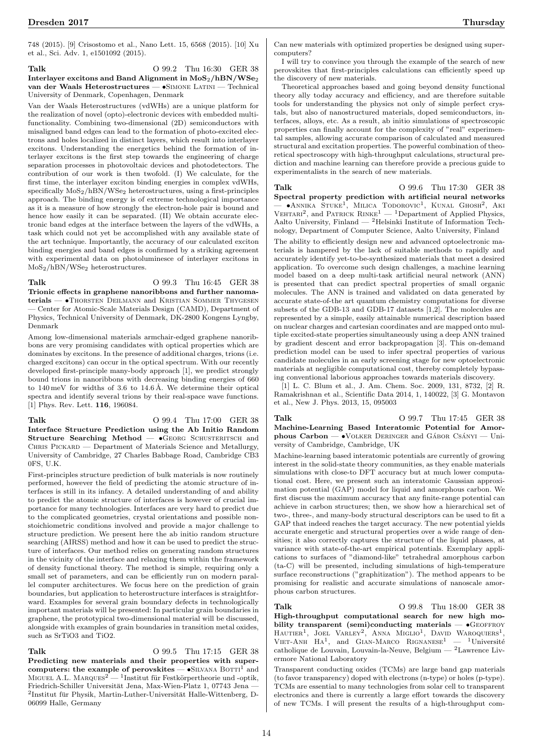748 (2015). [9] Crisostomo et al., Nano Lett. 15, 6568 (2015). [10] Xu et al., Sci. Adv. 1, e1501092 (2015).

**Talk** O 99.2 Thu 16:30 GER 38

**Interlayer excitons and Band Alignment in $MoS_2$/hBN/$WSe_2$ van der Waals Heterostructures** — •Simone Latini — Technical University of Denmark, Copenhagen, Denmark

Van der Waals Heterostructures (vdWHs) are a unique platform for the realization of novel (opto)-electronic devices with embedded multi-functionality. Combining two-dimensional (2D) semiconductors with misaligned band edges can lead to the formation of photo-excited electrons and holes localized in distinct layers, which result into interlayer excitons. Understanding the energetics behind the formation of interlayer excitons is the first step towards the engineering of charge separation processes in photovoltaic devices and photodetectors. The contribution of our work is then twofold. (I) We calculate, for the first time, the interlayer exciton binding energies in complex vdWHs, specifically $MoS_2$/hBN/$WSe_2$ heterostructures, using a first-principles approach. The binding energy is of extreme technological importance as it is a measure of how strongly the electron-hole pair is bound and hence how easily it can be separated. (II) We obtain accurate electronic band edges at the interface between the layers of the vdWHs, a task which could not yet be accomplished with any available state of the art technique. Importantly, the accuracy of our calculated exciton binding energies and band edges is confirmed by a striking agreement with experimental data on photoluminesce of interlayer excitons in $MoS_2$/hBN/$WSe_2$ heterostructures.

**Talk** O 99.3 Thu 16:45 GER 38

**Trionic effects in graphene nanoribbons and further nanomaterials** — •Thorsten Deilmann and Kristian Sommer Thygesen — Center for Atomic-Scale Materials Design (CAMD), Department of Physics, Technical University of Denmark, DK-2800 Kongens Lyngby, Denmark

Among low-dimensional materials armchair-edged graphene nanoribbons are very promising candidates with optical properties which are dominates by excitons. In the presence of additional charges, trions (i.e. charged excitons) can occur in the optical spectrum. With our recently developed first-principle many-body approach [1], we predict strongly bound trions in nanoribbons with decreasing binding energies of 660 to 140 meV for widths of 3.6 to 14.6 Å. We determine their optical spectra and identify several trions by their real-space wave functions. [1] Phys. Rev. Lett. **116**, 196084.

**Talk** O 99.4 Thu 17:00 GER 38

**Interface Structure Prediction using the Ab Initio Random Structure Searching Method** — •Georg Schusteritsch and Chris Pickard — Department of Materials Science and Metallurgy, University of Cambridge, 27 Charles Babbage Road, Cambridge CB3 0FS, U.K.

First-principles structure prediction of bulk materials is now routinely performed, however the field of predicting the atomic structure of interfaces is still in its infancy. A detailed understanding of and ability to predict the atomic structure of interfaces is however of crucial importance for many technologies. Interfaces are very hard to predict due to the complicated geometries, crystal orientations and possible non-stoichiometric conditions involved and provide a major challenge to structure prediction. We present here the ab initio random structure searching (AIRSS) method and how it can be used to predict the structure of interfaces. Our method relies on generating random structures in the vicinity of the interface and relaxing them within the framework of density functional theory. The method is simple, requiring only a small set of parameters, and can be efficiently run on modern parallel computer architectures. We focus here on the prediction of grain boundaries, but application to heterostructure interfaces is straightforward. Examples for several grain boundary defects in technologically important materials will be presented: In particular grain boundaries in graphene, the prototypical two-dimensional material will be discussed, alongside with examples of grain boundaries in transition metal oxides, such as SrTiO3 and TiO2.

**Talk** O 99.5 Thu 17:15 GER 38

**Predicting new materials and their properties with supercomputers: the example of perovskites** — •Silvana Botti[1] and Miguel A.L. Marques[2] — [1]Institut für Festkörpertheorie und -optik, Friedrich-Schiller Universität Jena, Max-Wien-Platz 1, 07743 Jena — [2]Institut für Physik, Martin-Luther-Universität Halle-Wittenberg, D-06099 Halle, Germany

Can new materials with optimized properties be designed using supercomputers?

I will try to convince you through the example of the search of new perovskites that first-principles calculations can efficiently speed up the discovery of new materials.

Theoretical approaches based and going beyond density functional theory ally today accuracy and efficiency, and are therefore suitable tools for understanding the physics not only of simple perfect crystals, but also of nanostructured materials, doped semiconductors, interfaces, alloys, etc. As a result, ab initio simulations of spectroscopic properties can finally account for the complexity of "real" experimental samples, allowing accurate comparison of calculated and measured structural and excitation properties. The powerful combination of theoretical spectroscopy with high-throughput calculations, structural prediction and machine learning can therefore provide a precious guide to experimentalists in the search of new materials.

**Talk** O 99.6 Thu 17:30 GER 38

**Spectral property prediction with artificial neural networks** — •Annika Stuke[1], Milica Todorovic[1], Kunal Ghosh[2], Aki Vehtari[2], and Patrick Rinke[1] — [1]Department of Applied Physics, Aalto University, Finland — [2]Helsinki Institute of Information Technology, Department of Computer Science, Aalto University, Finland

The ability to efficiently design new and advanced optoelectronic materials is hampered by the lack of suitable methods to rapidly and accurately identify yet-to-be-synthesized materials that meet a desired application. To overcome such design challenges, a machine learning model based on a deep multi-task artificial neural network (ANN) is presented that can predict spectral properties of small organic molecules. The ANN is trained and validated on data generated by accurate state-of-the art quantum chemistry computations for diverse subsets of the GDB-13 and GDB-17 datasets [1,2]. The molecules are represented by a simple, easily attainable numerical description based on nuclear charges and cartesian coordinates and are mapped onto multiple excited-state properties simultaneously using a deep ANN trained by gradient descent and error backpropagation [3]. This on-demand prediction model can be used to infer spectral properties of various candidate molecules in an early screening stage for new optoelectronic materials at negligible computational cost, thereby completely bypassing conventional laborious approaches towards materials discovery.

[1] L. C. Blum et al., J. Am. Chem. Soc. 2009, 131, 8732, [2] R. Ramakrishnan et al., Scientific Data 2014, 1, 140022, [3] G. Montavon et al., New J. Phys. 2013, 15, 095003

**Talk** O 99.7 Thu 17:45 GER 38

**Machine-Learning Based Interatomic Potential for Amorphous Carbon** — •Volker Deringer and Gábor Csányi — University of Cambridge, Cambridge, UK

Machine-learning based interatomic potentials are currently of growing interest in the solid-state theory communities, as they enable materials simulations with close-to DFT accuracy but at much lower computational cost. Here, we present such an interatomic Gaussian approximation potential (GAP) model for liquid and amorphous carbon. We first discuss the maximum accuracy that any finite-range potential can achieve in carbon structures; then, we show how a hierarchical set of two-, three-, and many-body structural descriptors can be used to fit a GAP that indeed reaches the target accuracy. The new potential yields accurate energetic and structural properties over a wide range of densities; it also correctly captures the structure of the liquid phases, at variance with state-of-the-art empirical potentials. Exemplary applications to surfaces of "diamond-like" tetrahedral amorphous carbon (ta-C) will be presented, including simulations of high-temperature surface reconstructions ("graphitization"). The method appears to be promising for realistic and accurate simulations of nanoscale amorphous carbon structures.

**Talk** O 99.8 Thu 18:00 GER 38

**High-throughput computational search for new high mobility transparent (semi)conducting materials** — •Geoffroy Hautier[1], Joel Varley[2], Anna Miglio[1], David Waroquiers[1], Viet-Anh Ha[1], and Gian-Marco Rignanese[1] — [1]Université catholique de Louvain, Louvain-la-Neuve, Belgium — [2]Lawrence Livermore National Laboratory

Transparent conducting oxides (TCMs) are large band gap materials (to favor transparency) doped with electrons (n-type) or holes (p-type). TCMs are essential to many technologies from solar cell to transparent electronics and there is currently a large effort towards the discovery of new TCMs. I will present the results of a high-throughput com-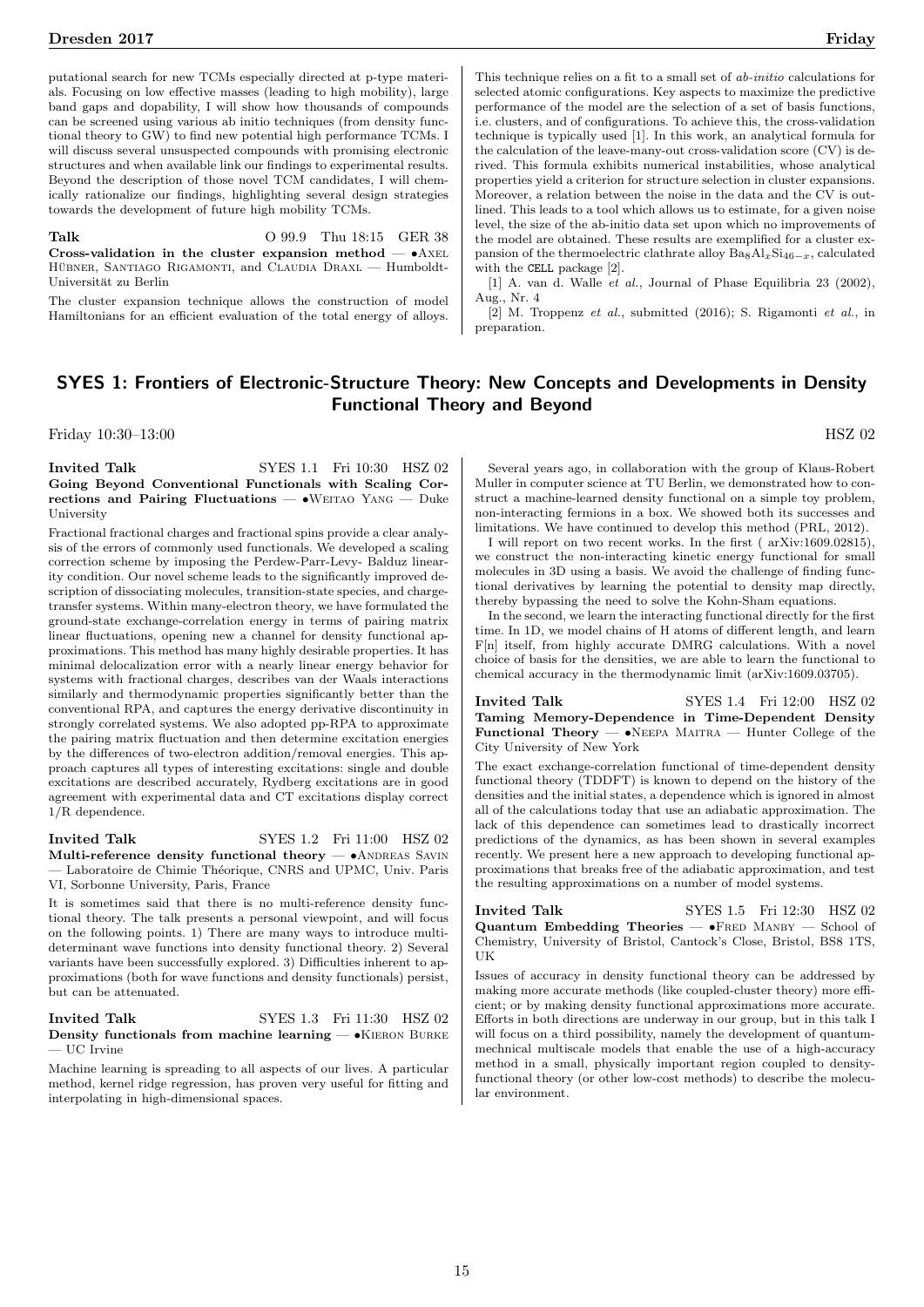putational search for new TCMs especially directed at p-type materials. Focusing on low effective masses (leading to high mobility), large band gaps and dopability, I will show how thousands of compounds can be screened using various ab initio techniques (from density functional theory to GW) to find new potential high performance TCMs. I will discuss several unsuspected compounds with promising electronic structures and when available link our findings to experimental results. Beyond the description of those novel TCM candidates, I will chemically rationalize our findings, highlighting several design strategies towards the development of future high mobility TCMs.

**Talk** O 99.9 Thu 18:15 GER 38

**Cross-validation in the cluster expansion method** — •Axel Hübner, Santiago Rigamonti, and Claudia Draxl — Humboldt-Universität zu Berlin

The cluster expansion technique allows the construction of model Hamiltonians for an efficient evaluation of the total energy of alloys. This technique relies on a fit to a small set of *ab-initio* calculations for selected atomic configurations. Key aspects to maximize the predictive performance of the model are the selection of a set of basis functions, i.e. clusters, and of configurations. To achieve this, the cross-validation technique is typically used [1]. In this work, an analytical formula for the calculation of the leave-many-out cross-validation score (CV) is derived. This formula exhibits numerical instabilities, whose analytical properties yield a criterion for structure selection in cluster expansions. Moreover, a relation between the noise in the data and the CV is outlined. This leads to a tool which allows us to estimate, for a given noise level, the size of the ab-initio data set upon which no improvements of the model are obtained. These results are exemplified for a cluster expansion of the thermoelectric clathrate alloy $Ba_8Al_xSi_{46-x}$, calculated with the CELL package [2].

[1] A. van d. Walle *et al.*, Journal of Phase Equilibria 23 (2002), Aug., Nr. 4

[2] M. Troppenz *et al.*, submitted (2016); S. Rigamonti *et al.*, in preparation.

## SYES 1: Frontiers of Electronic-Structure Theory: New Concepts and Developments in Density Functional Theory and Beyond

Friday 10:30–13:00 HSZ 02

**Invited Talk** SYES 1.1 Fri 10:30 HSZ 02

**Going Beyond Conventional Functionals with Scaling Corrections and Pairing Fluctuations** — •Weitao Yang — Duke University

Fractional fractional charges and fractional spins provide a clear analysis of the errors of commonly used functionals. We developed a scaling correction scheme by imposing the Perdew-Parr-Levy- Balduz linearity condition. Our novel scheme leads to the significantly improved description of dissociating molecules, transition-state species, and charge-transfer systems. Within many-electron theory, we have formulated the ground-state exchange-correlation energy in terms of pairing matrix linear fluctuations, opening new a channel for density functional approximations. This method has many highly desirable properties. It has minimal delocalization error with a nearly linear energy behavior for systems with fractional charges, describes van der Waals interactions similarly and thermodynamic properties significantly better than the conventional RPA, and captures the energy derivative discontinuity in strongly correlated systems. We also adopted pp-RPA to approximate the pairing matrix fluctuation and then determine excitation energies by the differences of two-electron addition/removal energies. This approach captures all types of interesting excitations: single and double excitations are described accurately, Rydberg excitations are in good agreement with experimental data and CT excitations display correct 1/R dependence.

**Invited Talk** SYES 1.2 Fri 11:00 HSZ 02

**Multi-reference density functional theory** — •Andreas Savin — Laboratoire de Chimie Théorique, CNRS and UPMC, Univ. Paris VI, Sorbonne University, Paris, France

It is sometimes said that there is no multi-reference density functional theory. The talk presents a personal viewpoint, and will focus on the following points. 1) There are many ways to introduce multi-determinant wave functions into density functional theory. 2) Several variants have been successfully explored. 3) Difficulties inherent to approximations (both for wave functions and density functionals) persist, but can be attenuated.

**Invited Talk** SYES 1.3 Fri 11:30 HSZ 02

**Density functionals from machine learning** — •Kieron Burke — UC Irvine

Machine learning is spreading to all aspects of our lives. A particular method, kernel ridge regression, has proven very useful for fitting and interpolating in high-dimensional spaces.

Several years ago, in collaboration with the group of Klaus-Robert Muller in computer science at TU Berlin, we demonstrated how to construct a machine-learned density functional on a simple toy problem, non-interacting fermions in a box. We showed both its successes and limitations. We have continued to develop this method (PRL, 2012).

I will report on two recent works. In the first ( arXiv:1609.02815), we construct the non-interacting kinetic energy functional for small molecules in 3D using a basis. We avoid the challenge of finding functional derivatives by learning the potential to density map directly, thereby bypassing the need to solve the Kohn-Sham equations.

In the second, we learn the interacting functional directly for the first time. In 1D, we model chains of H atoms of different length, and learn F[n] itself, from highly accurate DMRG calculations. With a novel choice of basis for the densities, we are able to learn the functional to chemical accuracy in the thermodynamic limit (arXiv:1609.03705).

**Invited Talk** SYES 1.4 Fri 12:00 HSZ 02

**Taming Memory-Dependence in Time-Dependent Density Functional Theory** — •Neepa Maitra — Hunter College of the City University of New York

The exact exchange-correlation functional of time-dependent density functional theory (TDDFT) is known to depend on the history of the densities and the initial states, a dependence which is ignored in almost all of the calculations today that use an adiabatic approximation. The lack of this dependence can sometimes lead to drastically incorrect predictions of the dynamics, as has been shown in several examples recently. We present here a new approach to developing functional approximations that breaks free of the adiabatic approximation, and test the resulting approximations on a number of model systems.

**Invited Talk** SYES 1.5 Fri 12:30 HSZ 02

**Quantum Embedding Theories** — •Fred Manby — School of Chemistry, University of Bristol, Cantock's Close, Bristol, BS8 1TS, UK

Issues of accuracy in density functional theory can be addressed by making more accurate methods (like coupled-cluster theory) more efficient; or by making density functional approximations more accurate. Efforts in both directions are underway in our group, but in this talk I will focus on a third possibility, namely the development of quantum-mechnical multiscale models that enable the use of a high-accuracy method in a small, physically important region coupled to density-functional theory (or other low-cost methods) to describe the molecular environment.